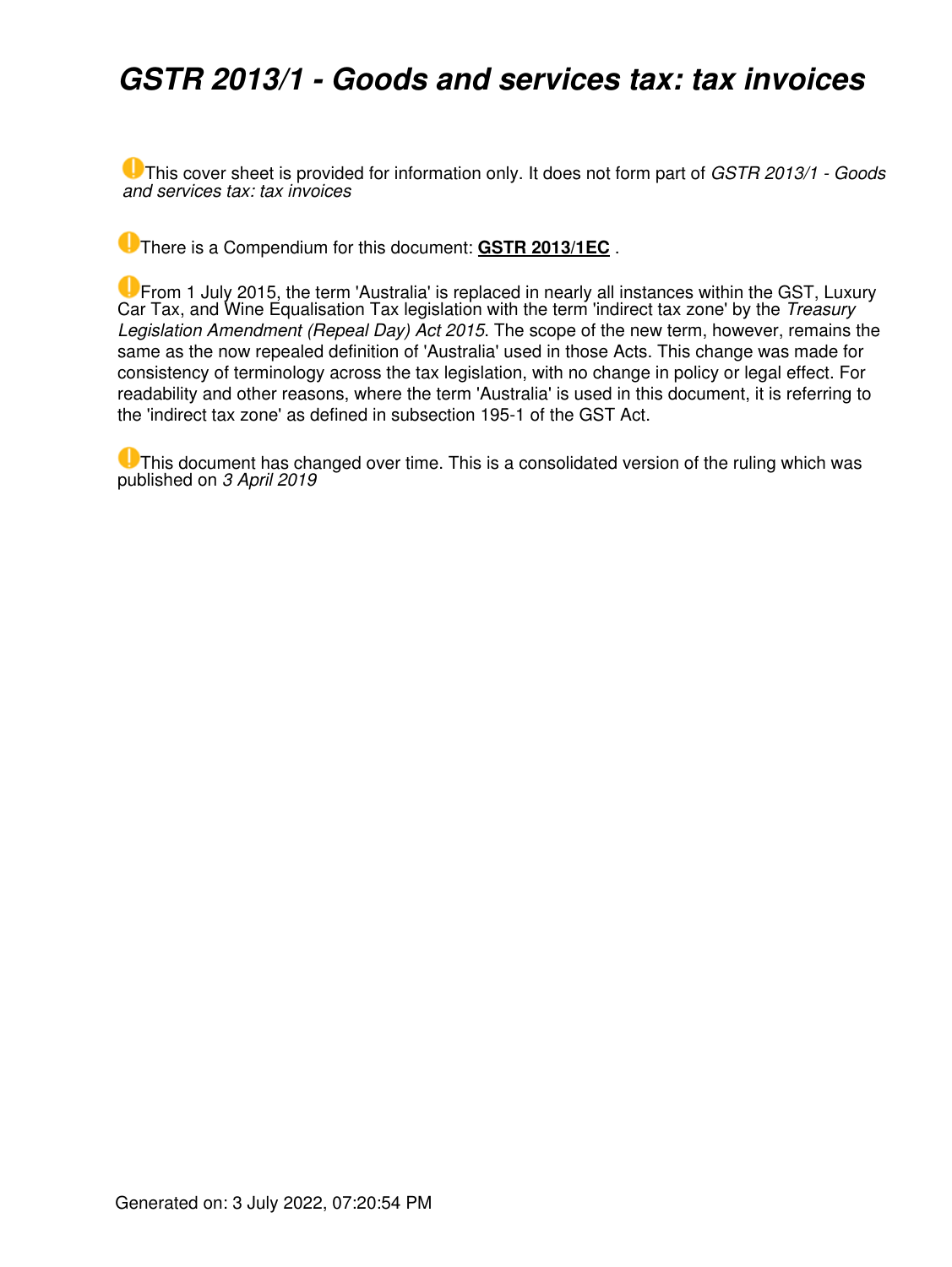# *GSTR 2013/1 - Goods and services tax: tax invoices*

This cover sheet is provided for information only. It does not form part of *GSTR 2013/1 - Goods and services tax: tax invoices*

There is a Compendium for this document: **GSTR 2013/1EC** .

From 1 July 2015, the term 'Australia' is replaced in nearly all instances within the GST, Luxury Car Tax, and Wine Equalisation Tax legislation with the term 'indirect tax zone' by the *Treasury Legislation Amendment (Repeal Day) Act 2015*. The scope of the new term, however, remains the same as the now repealed definition of 'Australia' used in those Acts. This change was made for consistency of terminology across the tax legislation, with no change in policy or legal effect. For readability and other reasons, where the term 'Australia' is used in this document, it is referring to the 'indirect tax zone' as defined in subsection 195-1 of the GST Act.

This document has changed over time. This is a consolidated version of the ruling which was published on *3 April 2019*

Generated on: 3 July 2022, 07:20:54 PM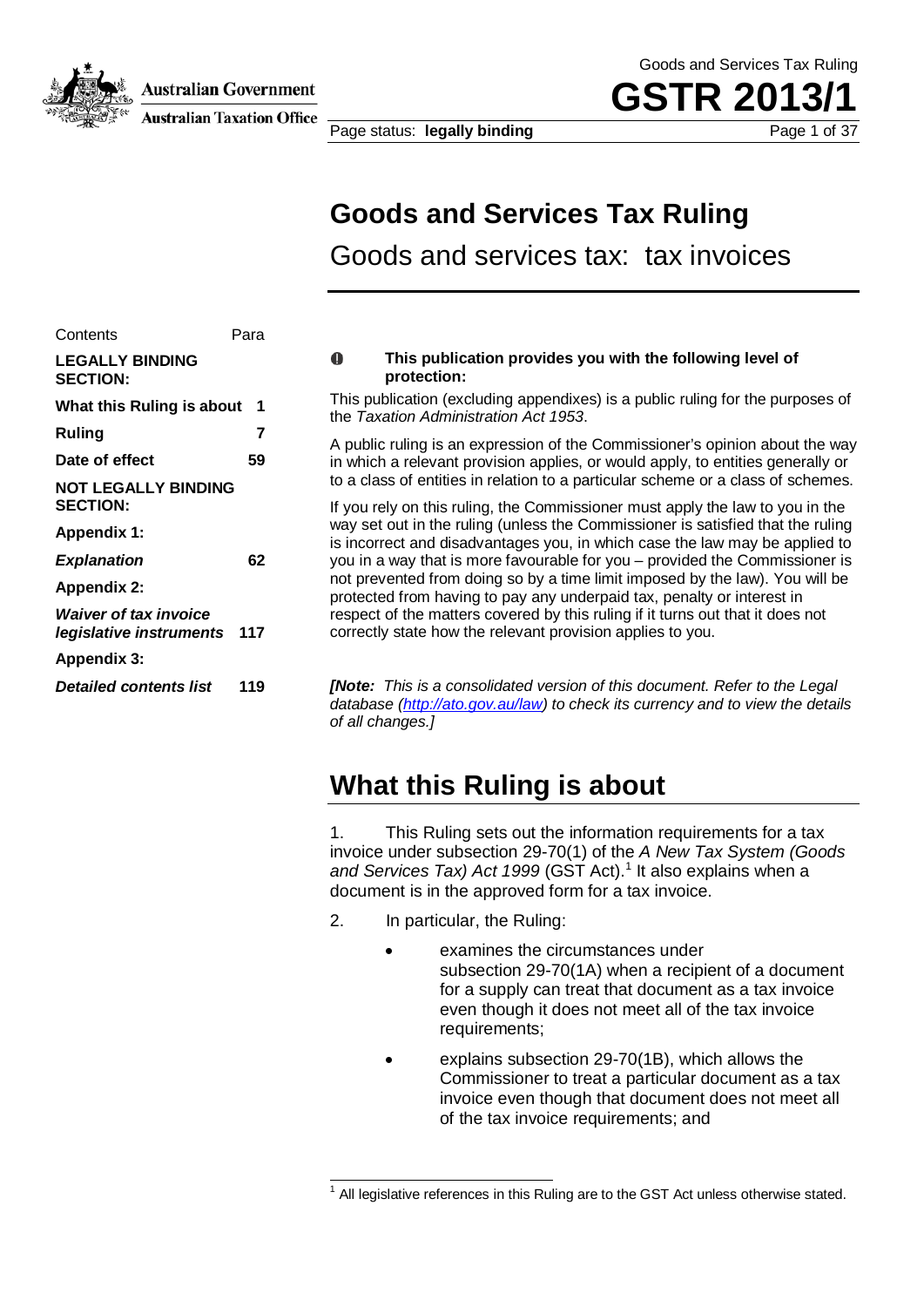Goods and Services Tax Ruling

# Goods and services tax: tax invoices

| Contents | Para |
|---|---|
| **LEGALLY BINDING SECTION:** | |
| **What this Ruling is about** | **1** |
| **Ruling** | **7** |
| **Date of effect** | **59** |
| **NOT LEGALLY BINDING SECTION:** | |
| **Appendix 1:** | |
| ***Explanation*** | **62** |
| **Appendix 2:** | |
| ***Waiver of tax invoice legislative instruments*** | **117** |
| **Appendix 3:** | |
| ***Detailed contents list*** | **119** |

**This publication provides you with the following level of protection:**

This publication (excluding appendixes) is a public ruling for the purposes of the *Taxation Administration Act 1953*.

A public ruling is an expression of the Commissioner's opinion about the way in which a relevant provision applies, or would apply, to entities generally or to a class of entities in relation to a particular scheme or a class of schemes.

If you rely on this ruling, the Commissioner must apply the law to you in the way set out in the ruling (unless the Commissioner is satisfied that the ruling is incorrect and disadvantages you, in which case the law may be applied to you in a way that is more favourable for you – provided the Commissioner is not prevented from doing so by a time limit imposed by the law). You will be protected from having to pay any underpaid tax, penalty or interest in respect of the matters covered by this ruling if it turns out that it does not correctly state how the relevant provision applies to you.

***[Note:** This is a consolidated version of this document. Refer to the Legal database (http://ato.gov.au/law) to check its currency and to view the details of all changes.]*

## What this Ruling is about

1. This Ruling sets out the information requirements for a tax invoice under subsection 29-70(1) of the *A New Tax System (Goods and Services Tax) Act 1999* (GST Act).[1] It also explains when a document is in the approved form for a tax invoice.

2. In particular, the Ruling:

- examines the circumstances under subsection 29-70(1A) when a recipient of a document for a supply can treat that document as a tax invoice even though it does not meet all of the tax invoice requirements;
- explains subsection 29-70(1B), which allows the Commissioner to treat a particular document as a tax invoice even though that document does not meet all of the tax invoice requirements; and

[1] All legislative references in this Ruling are to the GST Act unless otherwise stated.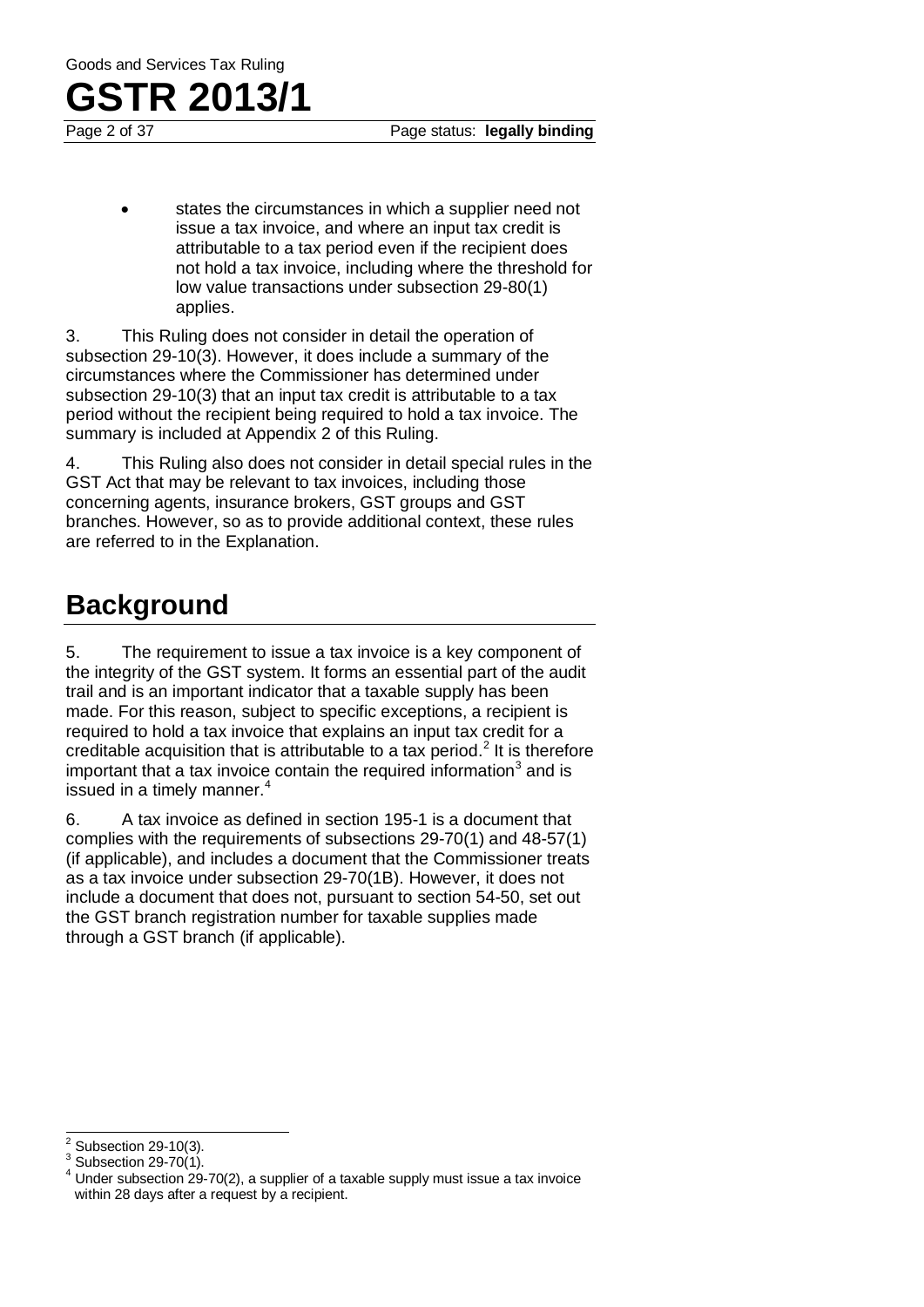- states the circumstances in which a supplier need not issue a tax invoice, and where an input tax credit is attributable to a tax period even if the recipient does not hold a tax invoice, including where the threshold for low value transactions under subsection 29-80(1) applies.

3. This Ruling does not consider in detail the operation of subsection 29-10(3). However, it does include a summary of the circumstances where the Commissioner has determined under subsection 29-10(3) that an input tax credit is attributable to a tax period without the recipient being required to hold a tax invoice. The summary is included at Appendix 2 of this Ruling.

4. This Ruling also does not consider in detail special rules in the GST Act that may be relevant to tax invoices, including those concerning agents, insurance brokers, GST groups and GST branches. However, so as to provide additional context, these rules are referred to in the Explanation.

## Background

5. The requirement to issue a tax invoice is a key component of the integrity of the GST system. It forms an essential part of the audit trail and is an important indicator that a taxable supply has been made. For this reason, subject to specific exceptions, a recipient is required to hold a tax invoice that explains an input tax credit for a creditable acquisition that is attributable to a tax period.[2] It is therefore important that a tax invoice contain the required information[3] and is issued in a timely manner.[4]

6. A tax invoice as defined in section 195-1 is a document that complies with the requirements of subsections 29-70(1) and 48-57(1) (if applicable), and includes a document that the Commissioner treats as a tax invoice under subsection 29-70(1B). However, it does not include a document that does not, pursuant to section 54-50, set out the GST branch registration number for taxable supplies made through a GST branch (if applicable).

---

[2] Subsection 29-10(3).

[3] Subsection 29-70(1).

[4] Under subsection 29-70(2), a supplier of a taxable supply must issue a tax invoice within 28 days after a request by a recipient.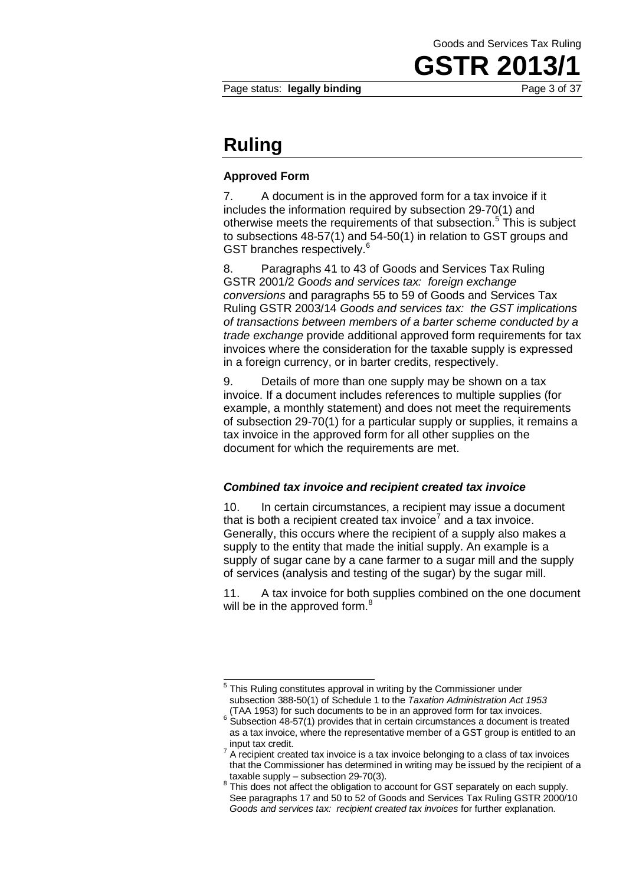# Ruling

### Approved Form

7. A document is in the approved form for a tax invoice if it includes the information required by subsection 29-70(1) and otherwise meets the requirements of that subsection.[5] This is subject to subsections 48-57(1) and 54-50(1) in relation to GST groups and GST branches respectively.[6]

8. Paragraphs 41 to 43 of Goods and Services Tax Ruling GSTR 2001/2 *Goods and services tax: foreign exchange conversions* and paragraphs 55 to 59 of Goods and Services Tax Ruling GSTR 2003/14 *Goods and services tax: the GST implications of transactions between members of a barter scheme conducted by a trade exchange* provide additional approved form requirements for tax invoices where the consideration for the taxable supply is expressed in a foreign currency, or in barter credits, respectively.

9. Details of more than one supply may be shown on a tax invoice. If a document includes references to multiple supplies (for example, a monthly statement) and does not meet the requirements of subsection 29-70(1) for a particular supply or supplies, it remains a tax invoice in the approved form for all other supplies on the document for which the requirements are met.

#### *Combined tax invoice and recipient created tax invoice*

10. In certain circumstances, a recipient may issue a document that is both a recipient created tax invoice[7] and a tax invoice. Generally, this occurs where the recipient of a supply also makes a supply to the entity that made the initial supply. An example is a supply of sugar cane by a cane farmer to a sugar mill and the supply of services (analysis and testing of the sugar) by the sugar mill.

11. A tax invoice for both supplies combined on the one document will be in the approved form.[8]

---

[5] This Ruling constitutes approval in writing by the Commissioner under subsection 388-50(1) of Schedule 1 to the *Taxation Administration Act 1953* (TAA 1953) for such documents to be in an approved form for tax invoices.

[6] Subsection 48-57(1) provides that in certain circumstances a document is treated as a tax invoice, where the representative member of a GST group is entitled to an input tax credit.

[7] A recipient created tax invoice is a tax invoice belonging to a class of tax invoices that the Commissioner has determined in writing may be issued by the recipient of a taxable supply – subsection 29-70(3).

[8] This does not affect the obligation to account for GST separately on each supply. See paragraphs 17 and 50 to 52 of Goods and Services Tax Ruling GSTR 2000/10 *Goods and services tax: recipient created tax invoices* for further explanation.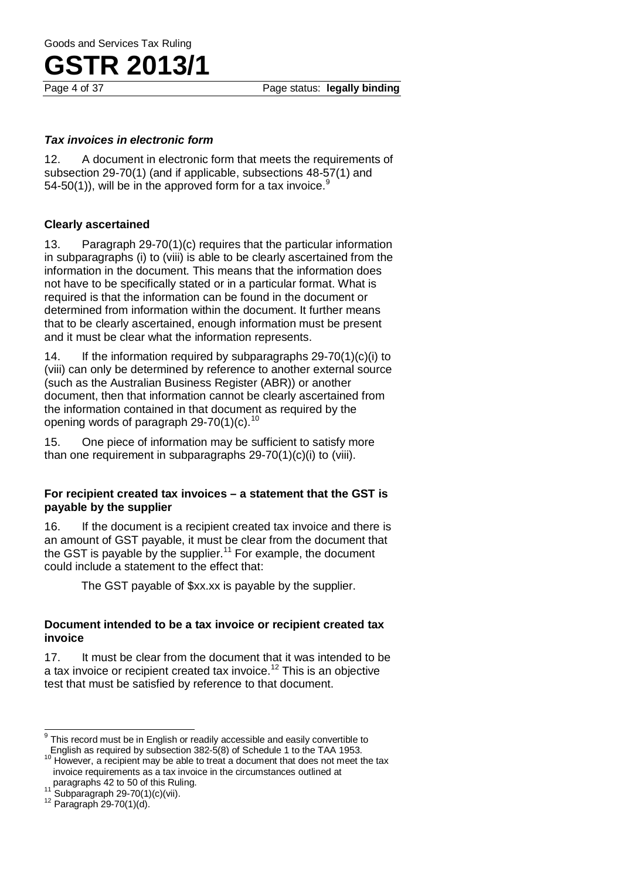### *Tax invoices in electronic form*

12. A document in electronic form that meets the requirements of subsection 29-70(1) (and if applicable, subsections 48-57(1) and 54-50(1)), will be in the approved form for a tax invoice.[9]

### Clearly ascertained

13. Paragraph 29-70(1)(c) requires that the particular information in subparagraphs (i) to (viii) is able to be clearly ascertained from the information in the document. This means that the information does not have to be specifically stated or in a particular format. What is required is that the information can be found in the document or determined from information within the document. It further means that to be clearly ascertained, enough information must be present and it must be clear what the information represents.

14. If the information required by subparagraphs 29-70(1)(c)(i) to (viii) can only be determined by reference to another external source (such as the Australian Business Register (ABR)) or another document, then that information cannot be clearly ascertained from the information contained in that document as required by the opening words of paragraph 29-70(1)(c).[10]

15. One piece of information may be sufficient to satisfy more than one requirement in subparagraphs 29-70(1)(c)(i) to (viii).

### For recipient created tax invoices – a statement that the GST is payable by the supplier

16. If the document is a recipient created tax invoice and there is an amount of GST payable, it must be clear from the document that the GST is payable by the supplier.[11] For example, the document could include a statement to the effect that:

> The GST payable of $xx.xx is payable by the supplier.

### Document intended to be a tax invoice or recipient created tax invoice

17. It must be clear from the document that it was intended to be a tax invoice or recipient created tax invoice.[12] This is an objective test that must be satisfied by reference to that document.

---

[9] This record must be in English or readily accessible and easily convertible to English as required by subsection 382-5(8) of Schedule 1 to the TAA 1953.

[10] However, a recipient may be able to treat a document that does not meet the tax invoice requirements as a tax invoice in the circumstances outlined at paragraphs 42 to 50 of this Ruling.

[11] Subparagraph 29-70(1)(c)(vii).

[12] Paragraph 29-70(1)(d).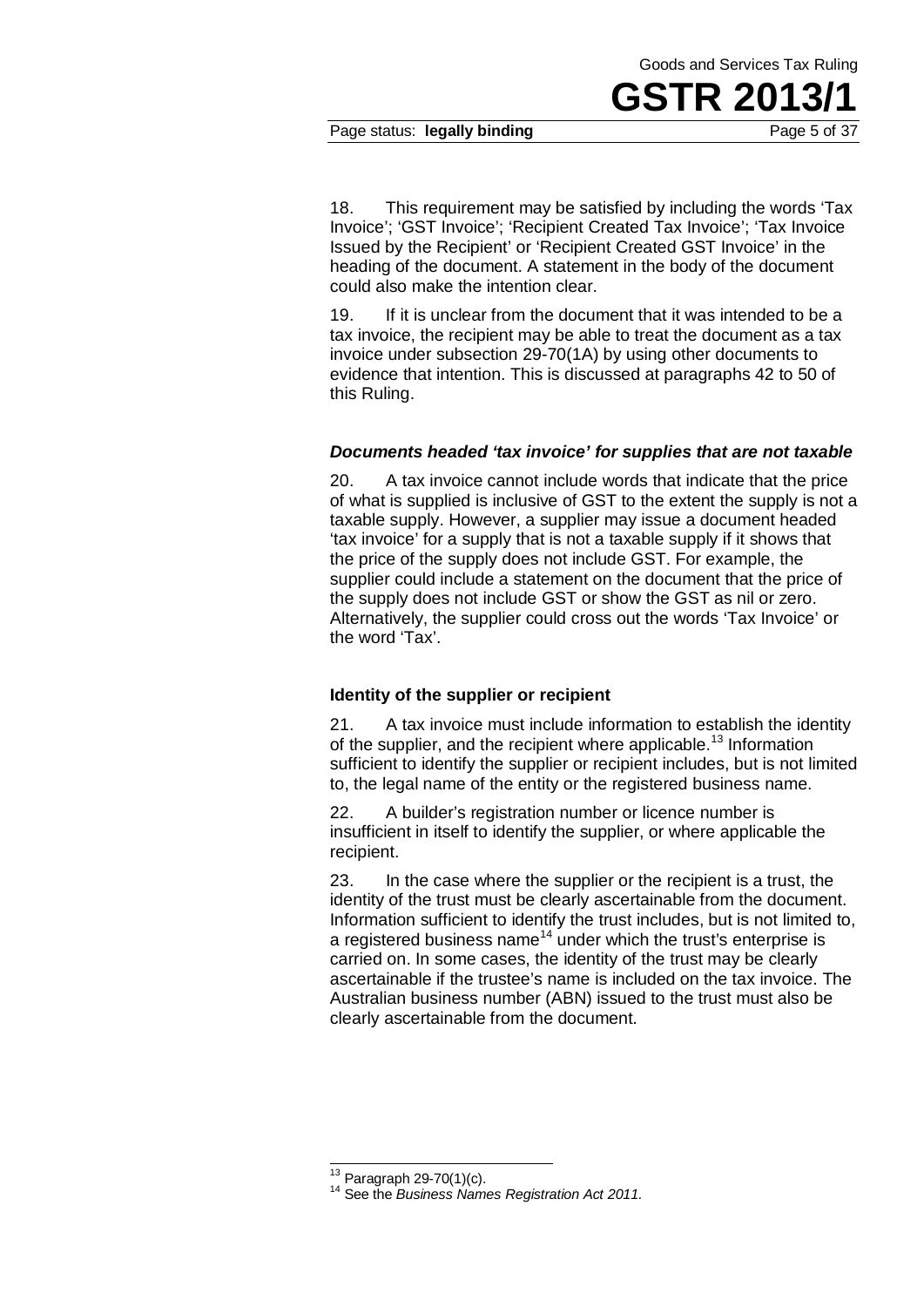18. This requirement may be satisfied by including the words 'Tax Invoice'; 'GST Invoice'; 'Recipient Created Tax Invoice'; 'Tax Invoice Issued by the Recipient' or 'Recipient Created GST Invoice' in the heading of the document. A statement in the body of the document could also make the intention clear.

19. If it is unclear from the document that it was intended to be a tax invoice, the recipient may be able to treat the document as a tax invoice under subsection 29-70(1A) by using other documents to evidence that intention. This is discussed at paragraphs 42 to 50 of this Ruling.

#### *Documents headed 'tax invoice' for supplies that are not taxable*

20. A tax invoice cannot include words that indicate that the price of what is supplied is inclusive of GST to the extent the supply is not a taxable supply. However, a supplier may issue a document headed 'tax invoice' for a supply that is not a taxable supply if it shows that the price of the supply does not include GST. For example, the supplier could include a statement on the document that the price of the supply does not include GST or show the GST as nil or zero. Alternatively, the supplier could cross out the words 'Tax Invoice' or the word 'Tax'.

### Identity of the supplier or recipient

21. A tax invoice must include information to establish the identity of the supplier, and the recipient where applicable.[13] Information sufficient to identify the supplier or recipient includes, but is not limited to, the legal name of the entity or the registered business name.

22. A builder's registration number or licence number is insufficient in itself to identify the supplier, or where applicable the recipient.

23. In the case where the supplier or the recipient is a trust, the identity of the trust must be clearly ascertainable from the document. Information sufficient to identify the trust includes, but is not limited to, a registered business name[14] under which the trust's enterprise is carried on. In some cases, the identity of the trust may be clearly ascertainable if the trustee's name is included on the tax invoice. The Australian business number (ABN) issued to the trust must also be clearly ascertainable from the document.

---

[13] Paragraph 29-70(1)(c).

[14] See the *Business Names Registration Act 2011.*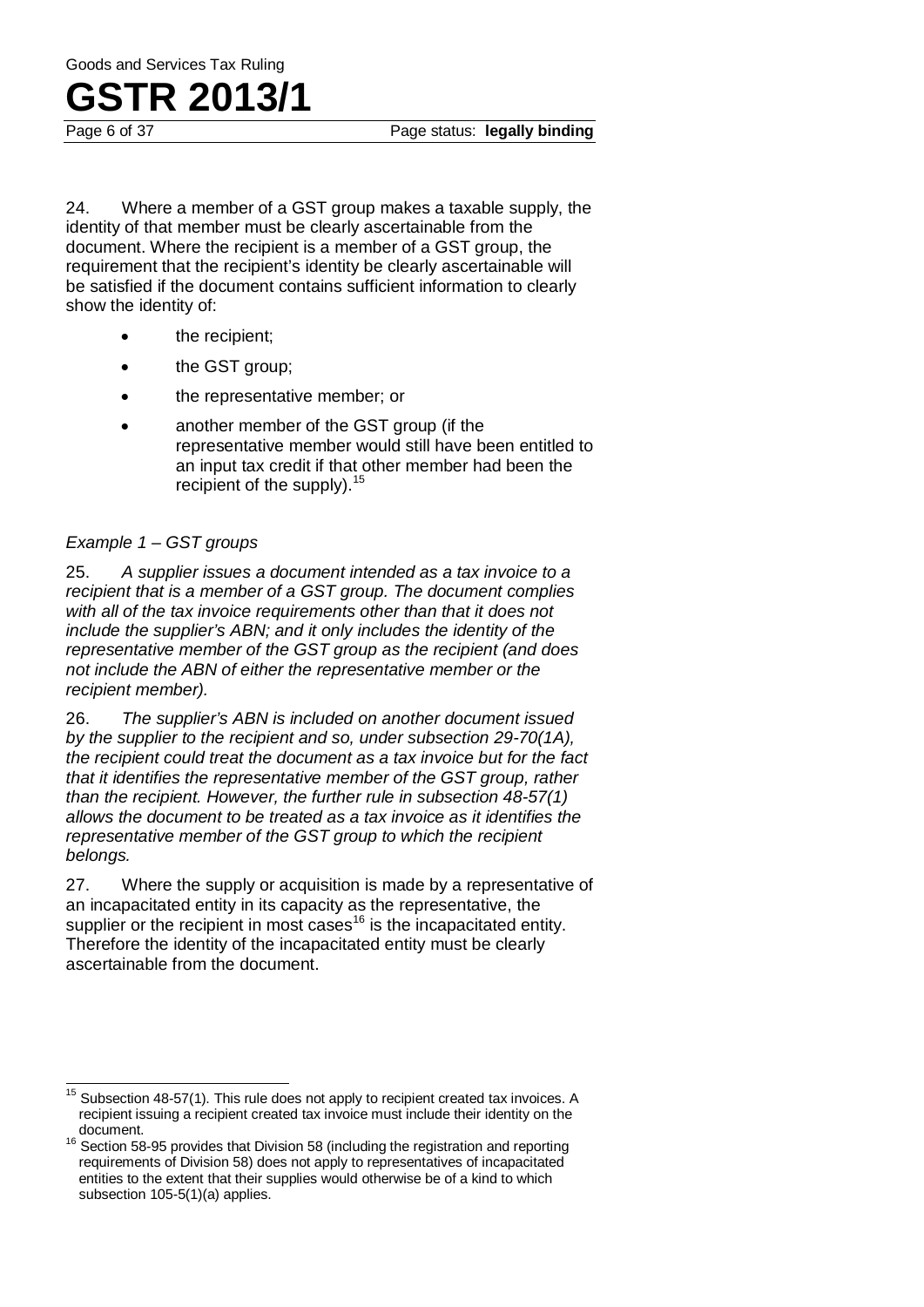24. Where a member of a GST group makes a taxable supply, the identity of that member must be clearly ascertainable from the document. Where the recipient is a member of a GST group, the requirement that the recipient's identity be clearly ascertainable will be satisfied if the document contains sufficient information to clearly show the identity of:

- the recipient;
- the GST group;
- the representative member; or
- another member of the GST group (if the representative member would still have been entitled to an input tax credit if that other member had been the recipient of the supply).[15]

*Example 1 – GST groups*

25. *A supplier issues a document intended as a tax invoice to a recipient that is a member of a GST group. The document complies with all of the tax invoice requirements other than that it does not include the supplier's ABN; and it only includes the identity of the representative member of the GST group as the recipient (and does not include the ABN of either the representative member or the recipient member).*

26. *The supplier's ABN is included on another document issued by the supplier to the recipient and so, under subsection 29-70(1A), the recipient could treat the document as a tax invoice but for the fact that it identifies the representative member of the GST group, rather than the recipient. However, the further rule in subsection 48-57(1) allows the document to be treated as a tax invoice as it identifies the representative member of the GST group to which the recipient belongs.*

27. Where the supply or acquisition is made by a representative of an incapacitated entity in its capacity as the representative, the supplier or the recipient in most cases[16] is the incapacitated entity. Therefore the identity of the incapacitated entity must be clearly ascertainable from the document.

---

[15] Subsection 48-57(1). This rule does not apply to recipient created tax invoices. A recipient issuing a recipient created tax invoice must include their identity on the document.

[16] Section 58-95 provides that Division 58 (including the registration and reporting requirements of Division 58) does not apply to representatives of incapacitated entities to the extent that their supplies would otherwise be of a kind to which subsection 105-5(1)(a) applies.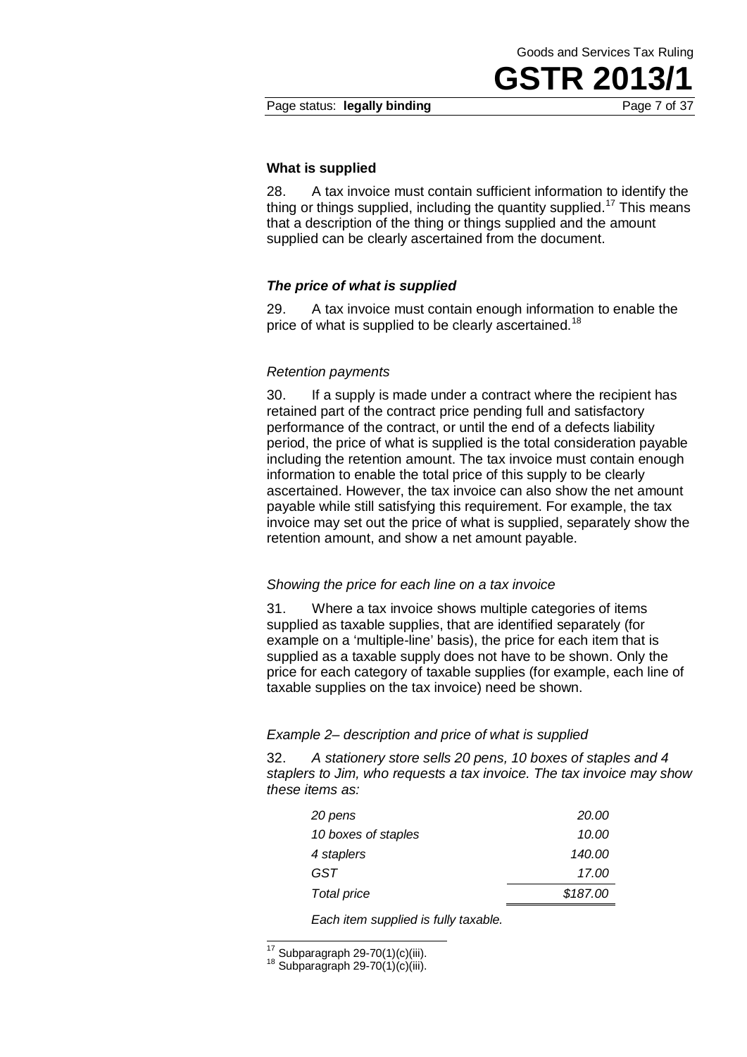### What is supplied

28. A tax invoice must contain sufficient information to identify the thing or things supplied, including the quantity supplied.[17] This means that a description of the thing or things supplied and the amount supplied can be clearly ascertained from the document.

### *The price of what is supplied*

29. A tax invoice must contain enough information to enable the price of what is supplied to be clearly ascertained.[18]

*Retention payments*

30. If a supply is made under a contract where the recipient has retained part of the contract price pending full and satisfactory performance of the contract, or until the end of a defects liability period, the price of what is supplied is the total consideration payable including the retention amount. The tax invoice must contain enough information to enable the total price of this supply to be clearly ascertained. However, the tax invoice can also show the net amount payable while still satisfying this requirement. For example, the tax invoice may set out the price of what is supplied, separately show the retention amount, and show a net amount payable.

*Showing the price for each line on a tax invoice*

31. Where a tax invoice shows multiple categories of items supplied as taxable supplies, that are identified separately (for example on a 'multiple-line' basis), the price for each item that is supplied as a taxable supply does not have to be shown. Only the price for each category of taxable supplies (for example, each line of taxable supplies on the tax invoice) need be shown.

*Example 2– description and price of what is supplied*

32. *A stationery store sells 20 pens, 10 boxes of staples and 4 staplers to Jim, who requests a tax invoice. The tax invoice may show these items as:*

| | |
|---|---|
| *20 pens* | *20.00* |
| *10 boxes of staples* | *10.00* |
| *4 staplers* | *140.00* |
| *GST* | *17.00* |
| *Total price* | *$187.00* |

*Each item supplied is fully taxable.*

---

[17] Subparagraph 29-70(1)(c)(iii).

[18] Subparagraph 29-70(1)(c)(iii).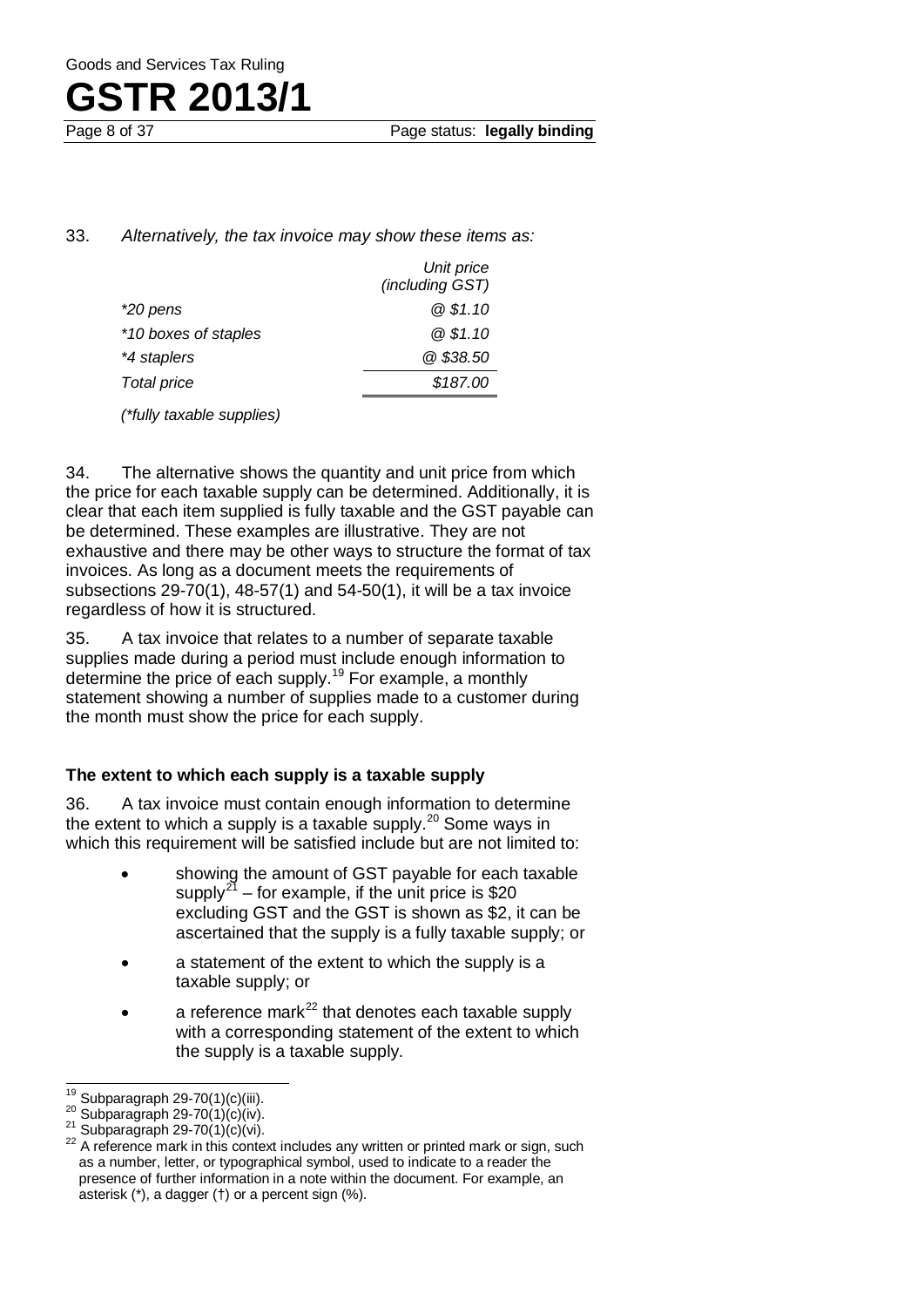33. *Alternatively, the tax invoice may show these items as:*

| | *Unit price (including GST)* |
|---|---|
| *\*20 pens* | *@ $1.10* |
| *\*10 boxes of staples* | *@ $1.10* |
| *\*4 staplers* | *@ $38.50* |
| *Total price* | *$187.00* |

*(\*fully taxable supplies)*

34. The alternative shows the quantity and unit price from which the price for each taxable supply can be determined. Additionally, it is clear that each item supplied is fully taxable and the GST payable can be determined. These examples are illustrative. They are not exhaustive and there may be other ways to structure the format of tax invoices. As long as a document meets the requirements of subsections 29-70(1), 48-57(1) and 54-50(1), it will be a tax invoice regardless of how it is structured.

35. A tax invoice that relates to a number of separate taxable supplies made during a period must include enough information to determine the price of each supply.[19] For example, a monthly statement showing a number of supplies made to a customer during the month must show the price for each supply.

### The extent to which each supply is a taxable supply

36. A tax invoice must contain enough information to determine the extent to which a supply is a taxable supply.[20] Some ways in which this requirement will be satisfied include but are not limited to:

- showing the amount of GST payable for each taxable supply[21] – for example, if the unit price is $20 excluding GST and the GST is shown as $2, it can be ascertained that the supply is a fully taxable supply; or
- a statement of the extent to which the supply is a taxable supply; or
- a reference mark[22] that denotes each taxable supply with a corresponding statement of the extent to which the supply is a taxable supply.

---

[19] Subparagraph 29-70(1)(c)(iii).

[20] Subparagraph 29-70(1)(c)(iv).

[21] Subparagraph 29-70(1)(c)(vi).

[22] A reference mark in this context includes any written or printed mark or sign, such as a number, letter, or typographical symbol, used to indicate to a reader the presence of further information in a note within the document. For example, an asterisk (*), a dagger (†) or a percent sign (%).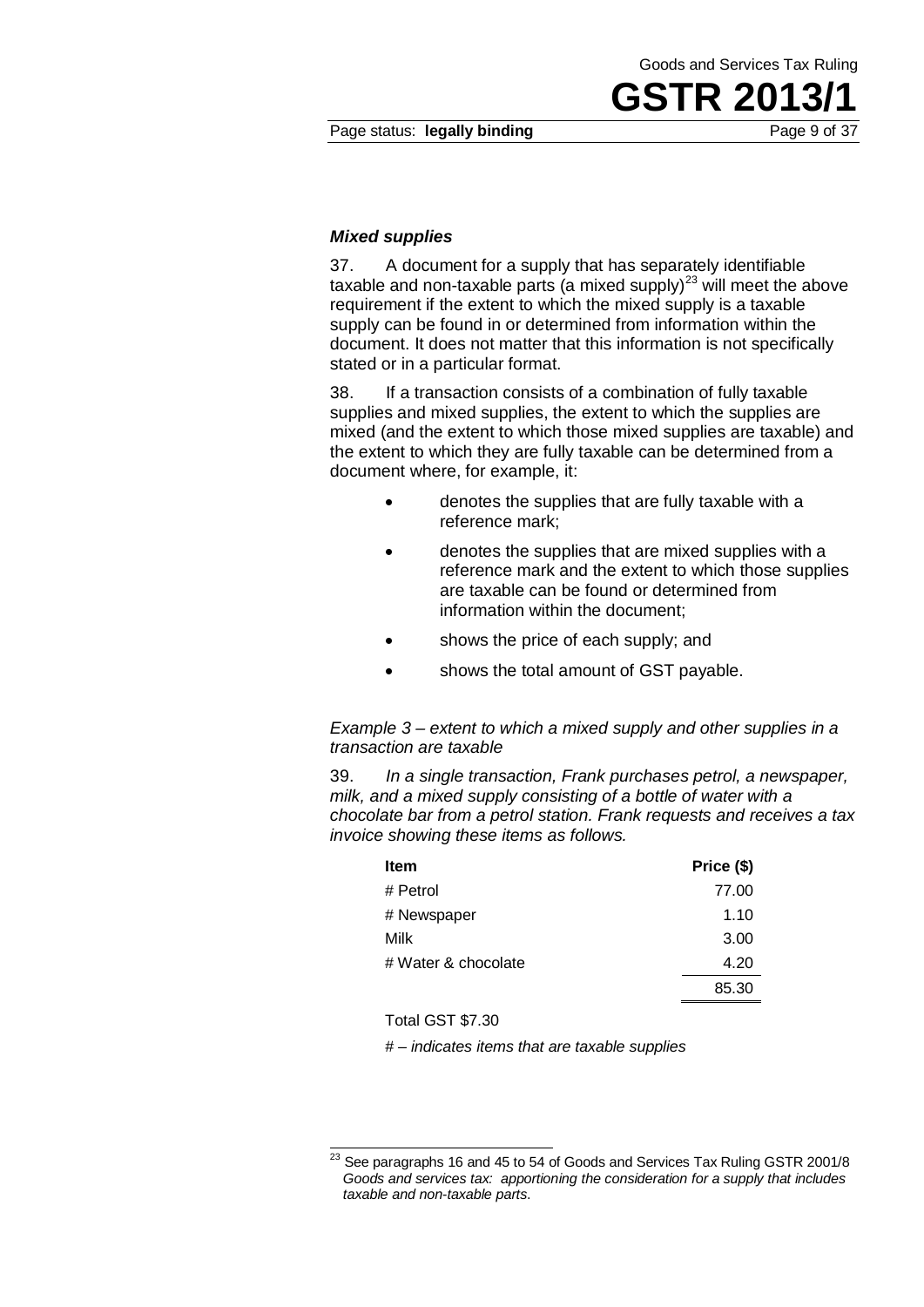### *Mixed supplies*

37. A document for a supply that has separately identifiable taxable and non-taxable parts (a mixed supply)[23] will meet the above requirement if the extent to which the mixed supply is a taxable supply can be found in or determined from information within the document. It does not matter that this information is not specifically stated or in a particular format.

38. If a transaction consists of a combination of fully taxable supplies and mixed supplies, the extent to which the supplies are mixed (and the extent to which those mixed supplies are taxable) and the extent to which they are fully taxable can be determined from a document where, for example, it:

- denotes the supplies that are fully taxable with a reference mark;
- denotes the supplies that are mixed supplies with a reference mark and the extent to which those supplies are taxable can be found or determined from information within the document;
- shows the price of each supply; and
- shows the total amount of GST payable.

*Example 3 – extent to which a mixed supply and other supplies in a transaction are taxable*

39. *In a single transaction, Frank purchases petrol, a newspaper, milk, and a mixed supply consisting of a bottle of water with a chocolate bar from a petrol station. Frank requests and receives a tax invoice showing these items as follows.*

| Item | Price ($) |
|---|---|
| # Petrol | 77.00 |
| # Newspaper | 1.10 |
| Milk | 3.00 |
| # Water & chocolate | 4.20 |
| | 85.30 |

Total GST $7.30

*# – indicates items that are taxable supplies*

[23] See paragraphs 16 and 45 to 54 of Goods and Services Tax Ruling GSTR 2001/8 *Goods and services tax: apportioning the consideration for a supply that includes taxable and non-taxable parts*.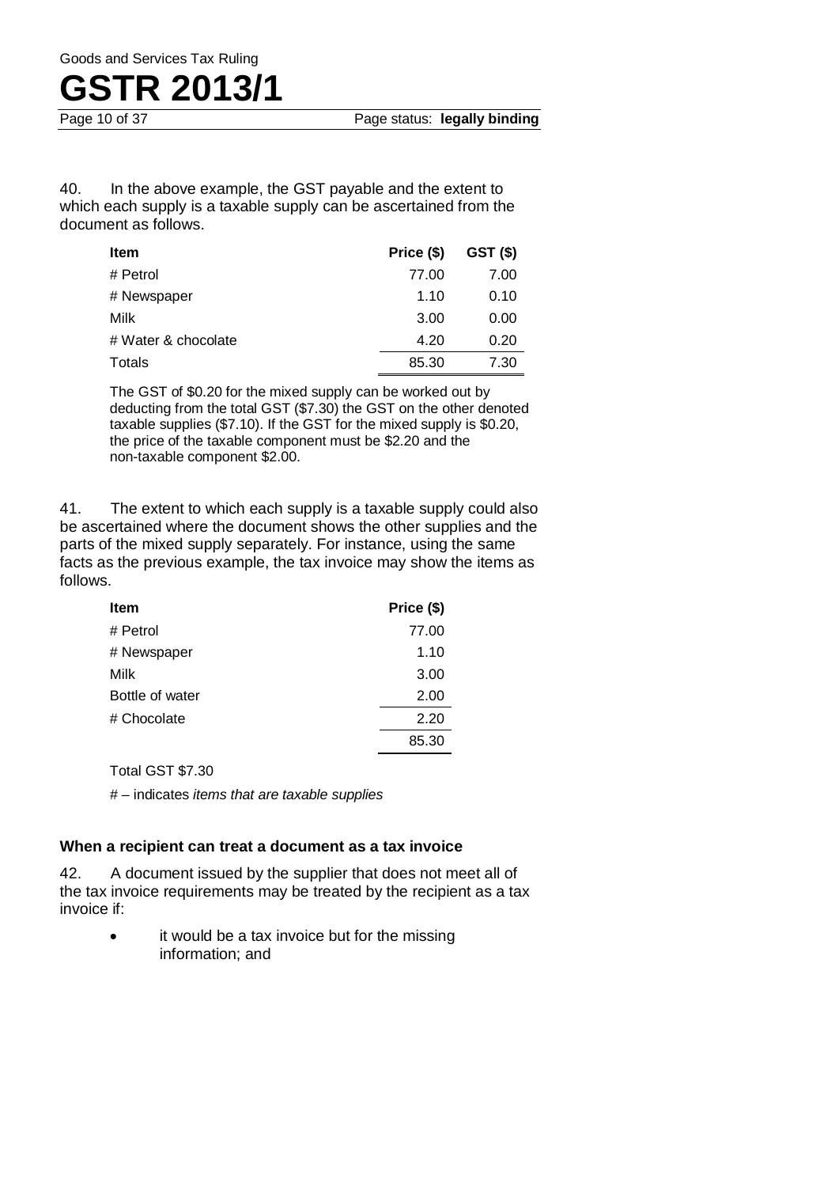40. In the above example, the GST payable and the extent to which each supply is a taxable supply can be ascertained from the document as follows.

| Item | Price ($) | GST ($) |
|---|---|---|
| # Petrol | 77.00 | 7.00 |
| # Newspaper | 1.10 | 0.10 |
| Milk | 3.00 | 0.00 |
| # Water & chocolate | 4.20 | 0.20 |
| Totals | 85.30 | 7.30 |

The GST of $0.20 for the mixed supply can be worked out by deducting from the total GST ($7.30) the GST on the other denoted taxable supplies ($7.10). If the GST for the mixed supply is $0.20, the price of the taxable component must be $2.20 and the non-taxable component $2.00.

41. The extent to which each supply is a taxable supply could also be ascertained where the document shows the other supplies and the parts of the mixed supply separately. For instance, using the same facts as the previous example, the tax invoice may show the items as follows.

| Item | Price ($) |
|---|---|
| # Petrol | 77.00 |
| # Newspaper | 1.10 |
| Milk | 3.00 |
| Bottle of water | 2.00 |
| # Chocolate | 2.20 |
| | 85.30 |

Total GST $7.30

# – indicates *items that are taxable supplies*

**When a recipient can treat a document as a tax invoice**

42. A document issued by the supplier that does not meet all of the tax invoice requirements may be treated by the recipient as a tax invoice if:

- it would be a tax invoice but for the missing information; and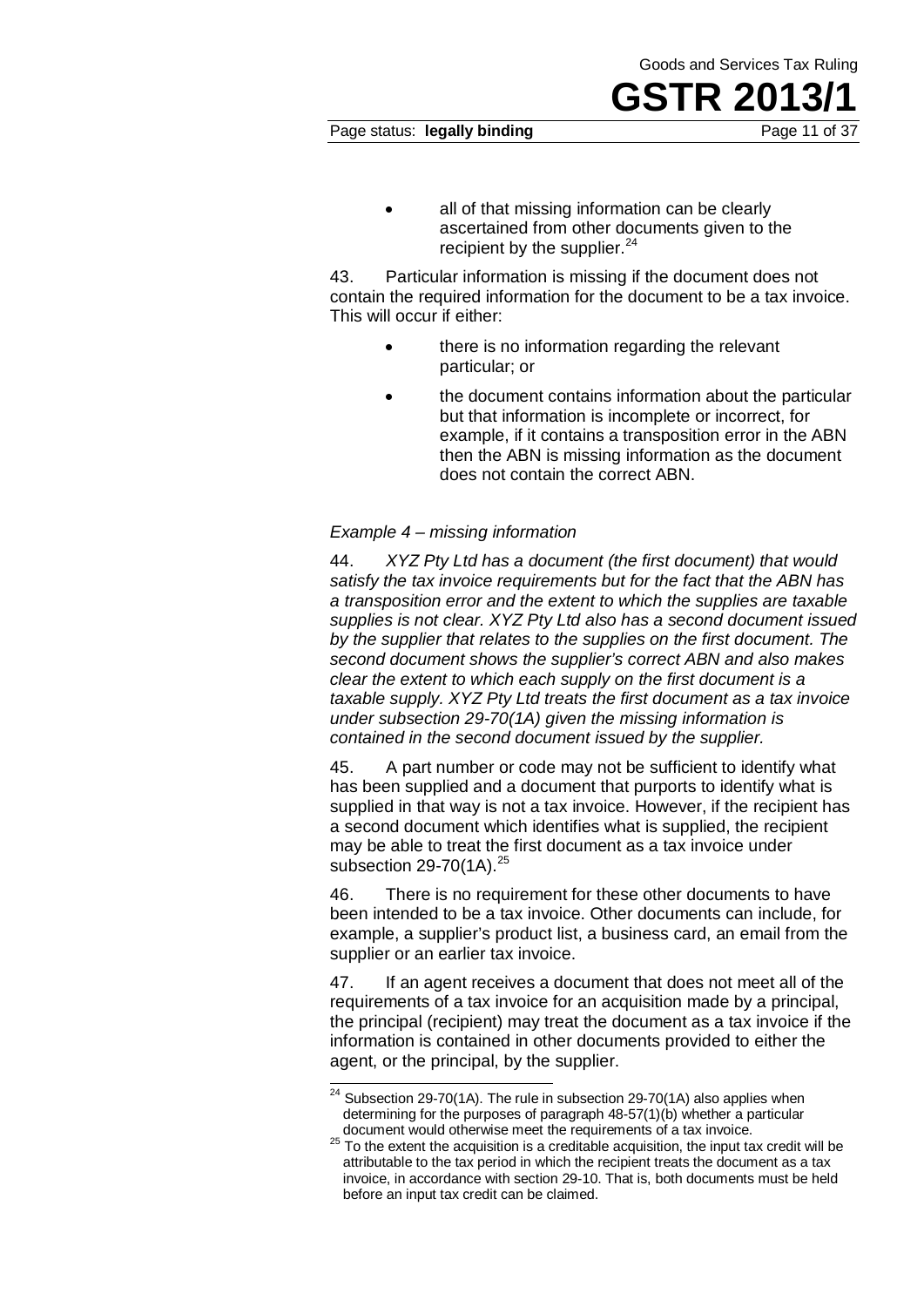- all of that missing information can be clearly ascertained from other documents given to the recipient by the supplier.[24]

43. Particular information is missing if the document does not contain the required information for the document to be a tax invoice. This will occur if either:

- there is no information regarding the relevant particular; or
- the document contains information about the particular but that information is incomplete or incorrect, for example, if it contains a transposition error in the ABN then the ABN is missing information as the document does not contain the correct ABN.

*Example 4 – missing information*

44. *XYZ Pty Ltd has a document (the first document) that would satisfy the tax invoice requirements but for the fact that the ABN has a transposition error and the extent to which the supplies are taxable supplies is not clear. XYZ Pty Ltd also has a second document issued by the supplier that relates to the supplies on the first document. The second document shows the supplier's correct ABN and also makes clear the extent to which each supply on the first document is a taxable supply. XYZ Pty Ltd treats the first document as a tax invoice under subsection 29-70(1A) given the missing information is contained in the second document issued by the supplier.*

45. A part number or code may not be sufficient to identify what has been supplied and a document that purports to identify what is supplied in that way is not a tax invoice. However, if the recipient has a second document which identifies what is supplied, the recipient may be able to treat the first document as a tax invoice under subsection 29-70(1A).[25]

46. There is no requirement for these other documents to have been intended to be a tax invoice. Other documents can include, for example, a supplier's product list, a business card, an email from the supplier or an earlier tax invoice.

47. If an agent receives a document that does not meet all of the requirements of a tax invoice for an acquisition made by a principal, the principal (recipient) may treat the document as a tax invoice if the information is contained in other documents provided to either the agent, or the principal, by the supplier.

---

[24] Subsection 29-70(1A). The rule in subsection 29-70(1A) also applies when determining for the purposes of paragraph 48-57(1)(b) whether a particular document would otherwise meet the requirements of a tax invoice.

[25] To the extent the acquisition is a creditable acquisition, the input tax credit will be attributable to the tax period in which the recipient treats the document as a tax invoice, in accordance with section 29-10. That is, both documents must be held before an input tax credit can be claimed.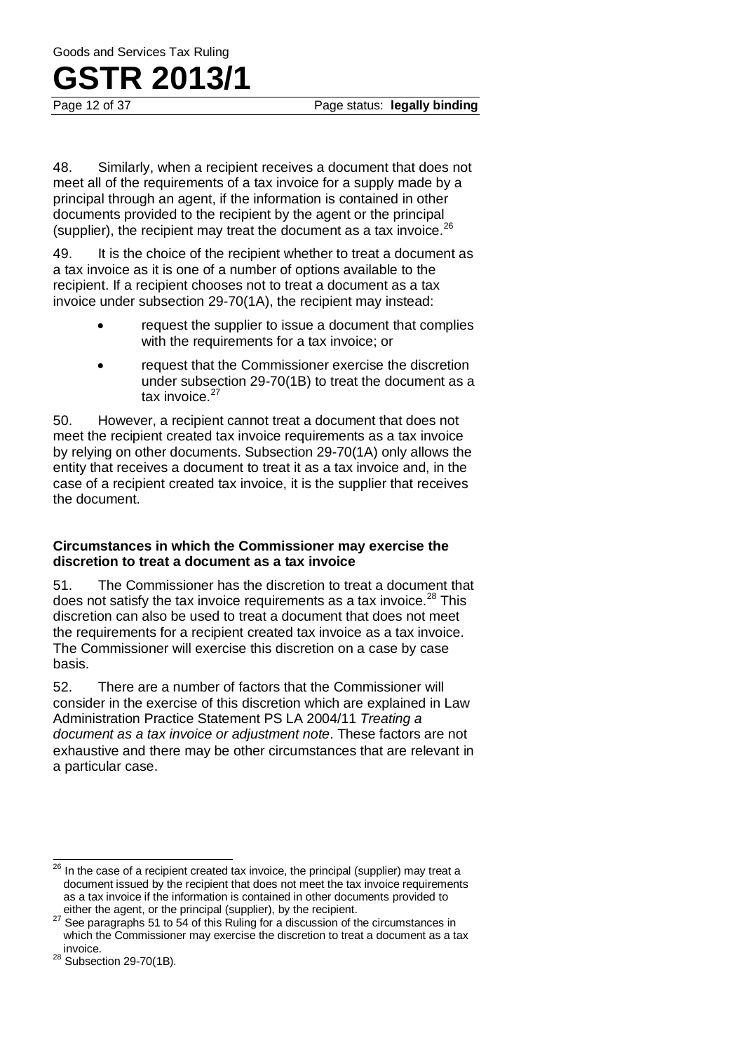48. Similarly, when a recipient receives a document that does not meet all of the requirements of a tax invoice for a supply made by a principal through an agent, if the information is contained in other documents provided to the recipient by the agent or the principal (supplier), the recipient may treat the document as a tax invoice.[26]

49. It is the choice of the recipient whether to treat a document as a tax invoice as it is one of a number of options available to the recipient. If a recipient chooses not to treat a document as a tax invoice under subsection 29-70(1A), the recipient may instead:

- request the supplier to issue a document that complies with the requirements for a tax invoice; or
- request that the Commissioner exercise the discretion under subsection 29-70(1B) to treat the document as a tax invoice.[27]

50. However, a recipient cannot treat a document that does not meet the recipient created tax invoice requirements as a tax invoice by relying on other documents. Subsection 29-70(1A) only allows the entity that receives a document to treat it as a tax invoice and, in the case of a recipient created tax invoice, it is the supplier that receives the document.

**Circumstances in which the Commissioner may exercise the discretion to treat a document as a tax invoice**

51. The Commissioner has the discretion to treat a document that does not satisfy the tax invoice requirements as a tax invoice.[28] This discretion can also be used to treat a document that does not meet the requirements for a recipient created tax invoice as a tax invoice. The Commissioner will exercise this discretion on a case by case basis.

52. There are a number of factors that the Commissioner will consider in the exercise of this discretion which are explained in Law Administration Practice Statement PS LA 2004/11 *Treating a document as a tax invoice or adjustment note*. These factors are not exhaustive and there may be other circumstances that are relevant in a particular case.

---

[26] In the case of a recipient created tax invoice, the principal (supplier) may treat a document issued by the recipient that does not meet the tax invoice requirements as a tax invoice if the information is contained in other documents provided to either the agent, or the principal (supplier), by the recipient.

[27] See paragraphs 51 to 54 of this Ruling for a discussion of the circumstances in which the Commissioner may exercise the discretion to treat a document as a tax invoice.

[28] Subsection 29-70(1B).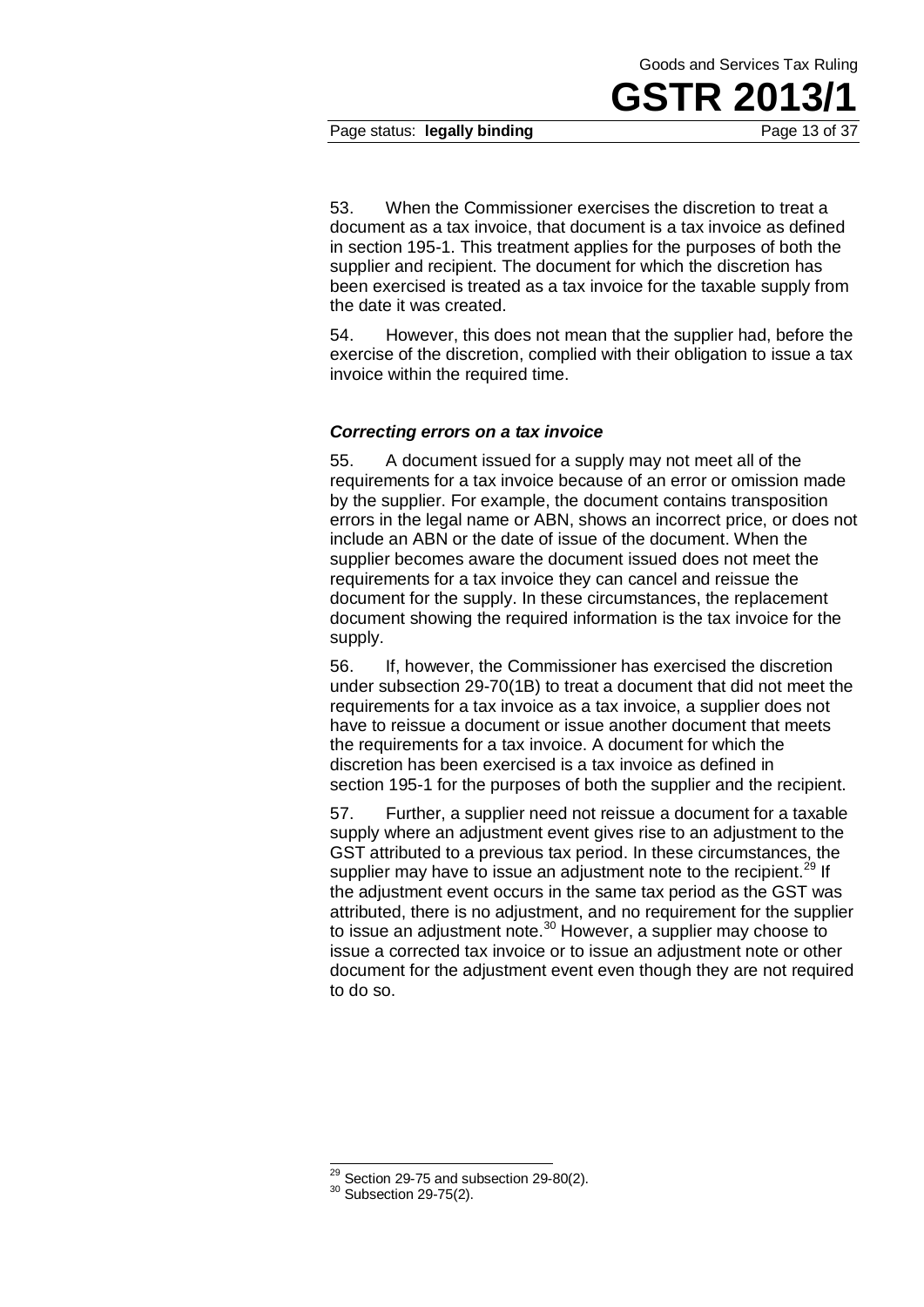53. When the Commissioner exercises the discretion to treat a document as a tax invoice, that document is a tax invoice as defined in section 195-1. This treatment applies for the purposes of both the supplier and recipient. The document for which the discretion has been exercised is treated as a tax invoice for the taxable supply from the date it was created.

54. However, this does not mean that the supplier had, before the exercise of the discretion, complied with their obligation to issue a tax invoice within the required time.

### *Correcting errors on a tax invoice*

55. A document issued for a supply may not meet all of the requirements for a tax invoice because of an error or omission made by the supplier. For example, the document contains transposition errors in the legal name or ABN, shows an incorrect price, or does not include an ABN or the date of issue of the document. When the supplier becomes aware the document issued does not meet the requirements for a tax invoice they can cancel and reissue the document for the supply. In these circumstances, the replacement document showing the required information is the tax invoice for the supply.

56. If, however, the Commissioner has exercised the discretion under subsection 29-70(1B) to treat a document that did not meet the requirements for a tax invoice as a tax invoice, a supplier does not have to reissue a document or issue another document that meets the requirements for a tax invoice. A document for which the discretion has been exercised is a tax invoice as defined in section 195-1 for the purposes of both the supplier and the recipient.

57. Further, a supplier need not reissue a document for a taxable supply where an adjustment event gives rise to an adjustment to the GST attributed to a previous tax period. In these circumstances, the supplier may have to issue an adjustment note to the recipient.[29] If the adjustment event occurs in the same tax period as the GST was attributed, there is no adjustment, and no requirement for the supplier to issue an adjustment note.[30] However, a supplier may choose to issue a corrected tax invoice or to issue an adjustment note or other document for the adjustment event even though they are not required to do so.

---

[29] Section 29-75 and subsection 29-80(2).

[30] Subsection 29-75(2).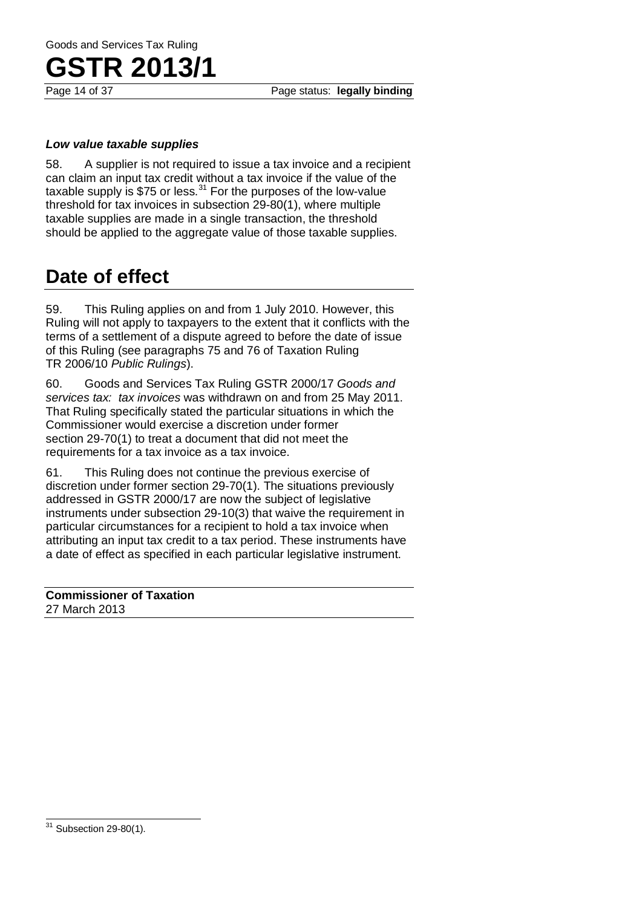### *Low value taxable supplies*

58. A supplier is not required to issue a tax invoice and a recipient can claim an input tax credit without a tax invoice if the value of the taxable supply is $75 or less.[31] For the purposes of the low-value threshold for tax invoices in subsection 29-80(1), where multiple taxable supplies are made in a single transaction, the threshold should be applied to the aggregate value of those taxable supplies.

## Date of effect

59. This Ruling applies on and from 1 July 2010. However, this Ruling will not apply to taxpayers to the extent that it conflicts with the terms of a settlement of a dispute agreed to before the date of issue of this Ruling (see paragraphs 75 and 76 of Taxation Ruling TR 2006/10 *Public Rulings*).

60. Goods and Services Tax Ruling GSTR 2000/17 *Goods and services tax: tax invoices* was withdrawn on and from 25 May 2011. That Ruling specifically stated the particular situations in which the Commissioner would exercise a discretion under former section 29-70(1) to treat a document that did not meet the requirements for a tax invoice as a tax invoice.

61. This Ruling does not continue the previous exercise of discretion under former section 29-70(1). The situations previously addressed in GSTR 2000/17 are now the subject of legislative instruments under subsection 29-10(3) that waive the requirement in particular circumstances for a recipient to hold a tax invoice when attributing an input tax credit to a tax period. These instruments have a date of effect as specified in each particular legislative instrument.

**Commissioner of Taxation**
27 March 2013

---

[31] Subsection 29-80(1).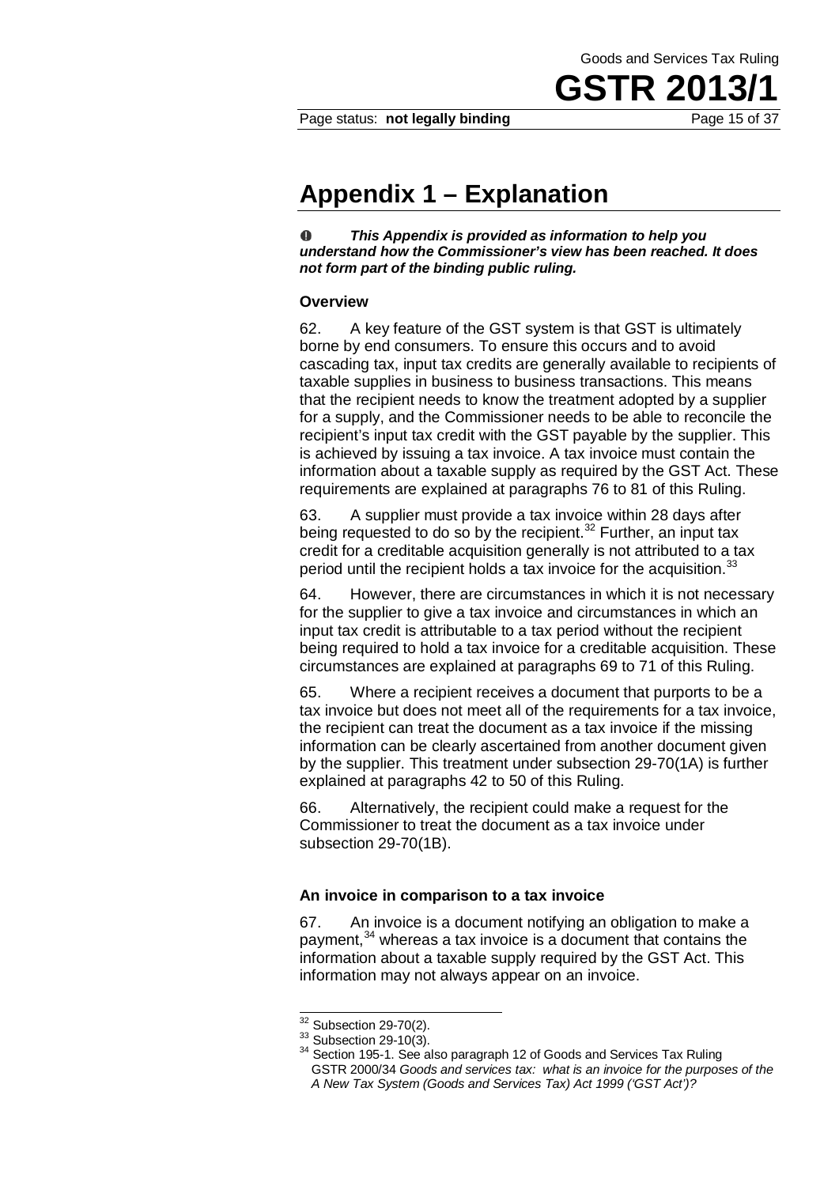# Appendix 1 – Explanation

**_This Appendix is provided as information to help you understand how the Commissioner's view has been reached. It does not form part of the binding public ruling._**

### Overview

62. A key feature of the GST system is that GST is ultimately borne by end consumers. To ensure this occurs and to avoid cascading tax, input tax credits are generally available to recipients of taxable supplies in business to business transactions. This means that the recipient needs to know the treatment adopted by a supplier for a supply, and the Commissioner needs to be able to reconcile the recipient's input tax credit with the GST payable by the supplier. This is achieved by issuing a tax invoice. A tax invoice must contain the information about a taxable supply as required by the GST Act. These requirements are explained at paragraphs 76 to 81 of this Ruling.

63. A supplier must provide a tax invoice within 28 days after being requested to do so by the recipient.[32] Further, an input tax credit for a creditable acquisition generally is not attributed to a tax period until the recipient holds a tax invoice for the acquisition.[33]

64. However, there are circumstances in which it is not necessary for the supplier to give a tax invoice and circumstances in which an input tax credit is attributable to a tax period without the recipient being required to hold a tax invoice for a creditable acquisition. These circumstances are explained at paragraphs 69 to 71 of this Ruling.

65. Where a recipient receives a document that purports to be a tax invoice but does not meet all of the requirements for a tax invoice, the recipient can treat the document as a tax invoice if the missing information can be clearly ascertained from another document given by the supplier. This treatment under subsection 29-70(1A) is further explained at paragraphs 42 to 50 of this Ruling.

66. Alternatively, the recipient could make a request for the Commissioner to treat the document as a tax invoice under subsection 29-70(1B).

### An invoice in comparison to a tax invoice

67. An invoice is a document notifying an obligation to make a payment,[34] whereas a tax invoice is a document that contains the information about a taxable supply required by the GST Act. This information may not always appear on an invoice.

---

[32] Subsection 29-70(2).

[33] Subsection 29-10(3).

[34] Section 195-1. See also paragraph 12 of Goods and Services Tax Ruling GSTR 2000/34 *Goods and services tax: what is an invoice for the purposes of the A New Tax System (Goods and Services Tax) Act 1999 ('GST Act')?*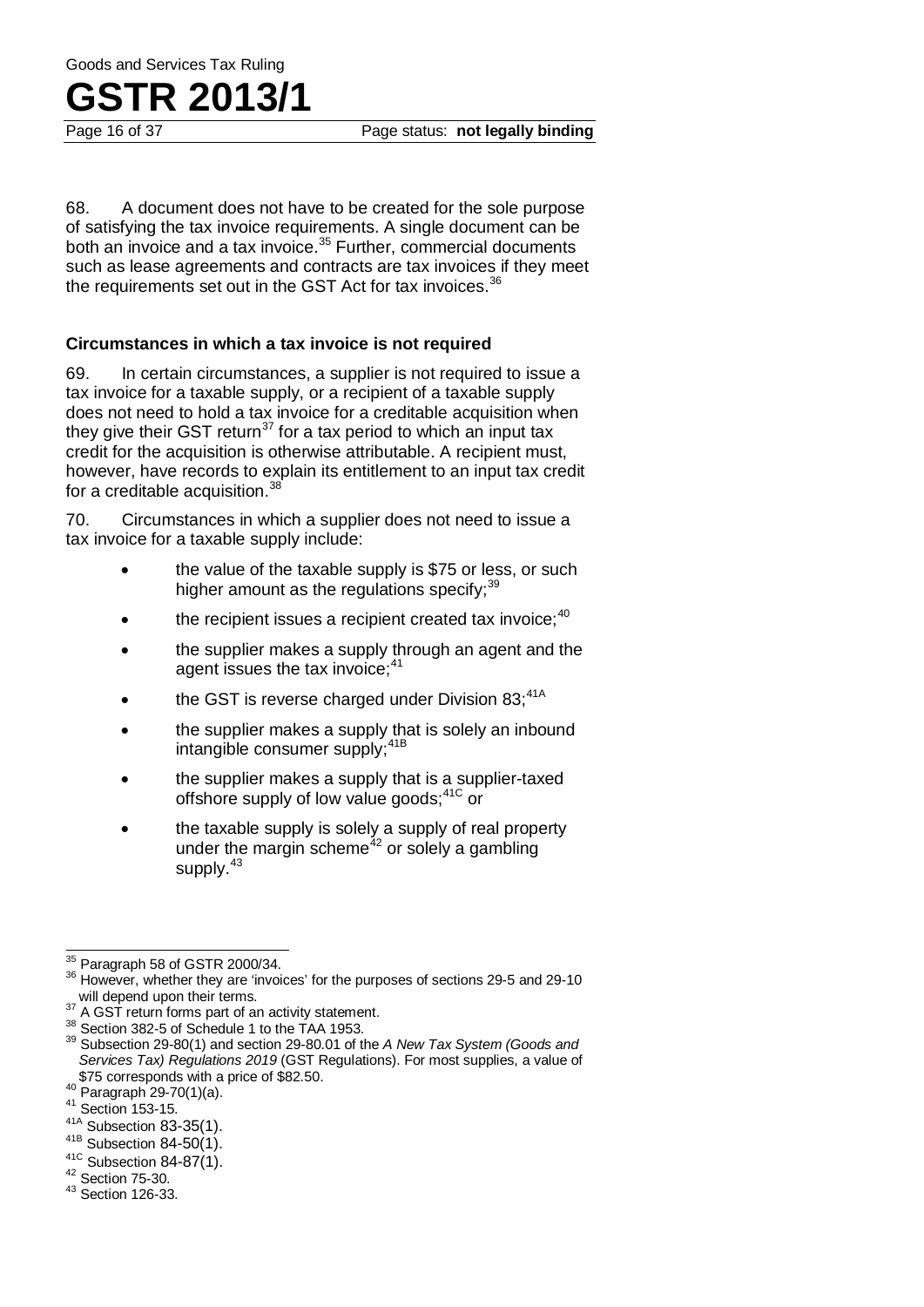68. A document does not have to be created for the sole purpose of satisfying the tax invoice requirements. A single document can be both an invoice and a tax invoice.[35] Further, commercial documents such as lease agreements and contracts are tax invoices if they meet the requirements set out in the GST Act for tax invoices.[36]

### Circumstances in which a tax invoice is not required

69. In certain circumstances, a supplier is not required to issue a tax invoice for a taxable supply, or a recipient of a taxable supply does not need to hold a tax invoice for a creditable acquisition when they give their GST return[37] for a tax period to which an input tax credit for the acquisition is otherwise attributable. A recipient must, however, have records to explain its entitlement to an input tax credit for a creditable acquisition.[38]

70. Circumstances in which a supplier does not need to issue a tax invoice for a taxable supply include:

- the value of the taxable supply is $75 or less, or such higher amount as the regulations specify;[39]
- the recipient issues a recipient created tax invoice;[40]
- the supplier makes a supply through an agent and the agent issues the tax invoice;[41]
- the GST is reverse charged under Division 83;[41A]
- the supplier makes a supply that is solely an inbound intangible consumer supply;[41B]
- the supplier makes a supply that is a supplier-taxed offshore supply of low value goods;[41C] or
- the taxable supply is solely a supply of real property under the margin scheme[42] or solely a gambling supply.[43]

---

[35] Paragraph 58 of GSTR 2000/34.

[36] However, whether they are 'invoices' for the purposes of sections 29-5 and 29-10 will depend upon their terms.

[37] A GST return forms part of an activity statement.

[38] Section 382-5 of Schedule 1 to the TAA 1953.

[39] Subsection 29-80(1) and section 29-80.01 of the *A New Tax System (Goods and Services Tax) Regulations 2019* (GST Regulations). For most supplies, a value of $75 corresponds with a price of $82.50.

[40] Paragraph 29-70(1)(a).

[41] Section 153-15.

[41A] Subsection 83-35(1).

[41B] Subsection 84-50(1).

[41C] Subsection 84-87(1).

[42] Section 75-30.

[43] Section 126-33.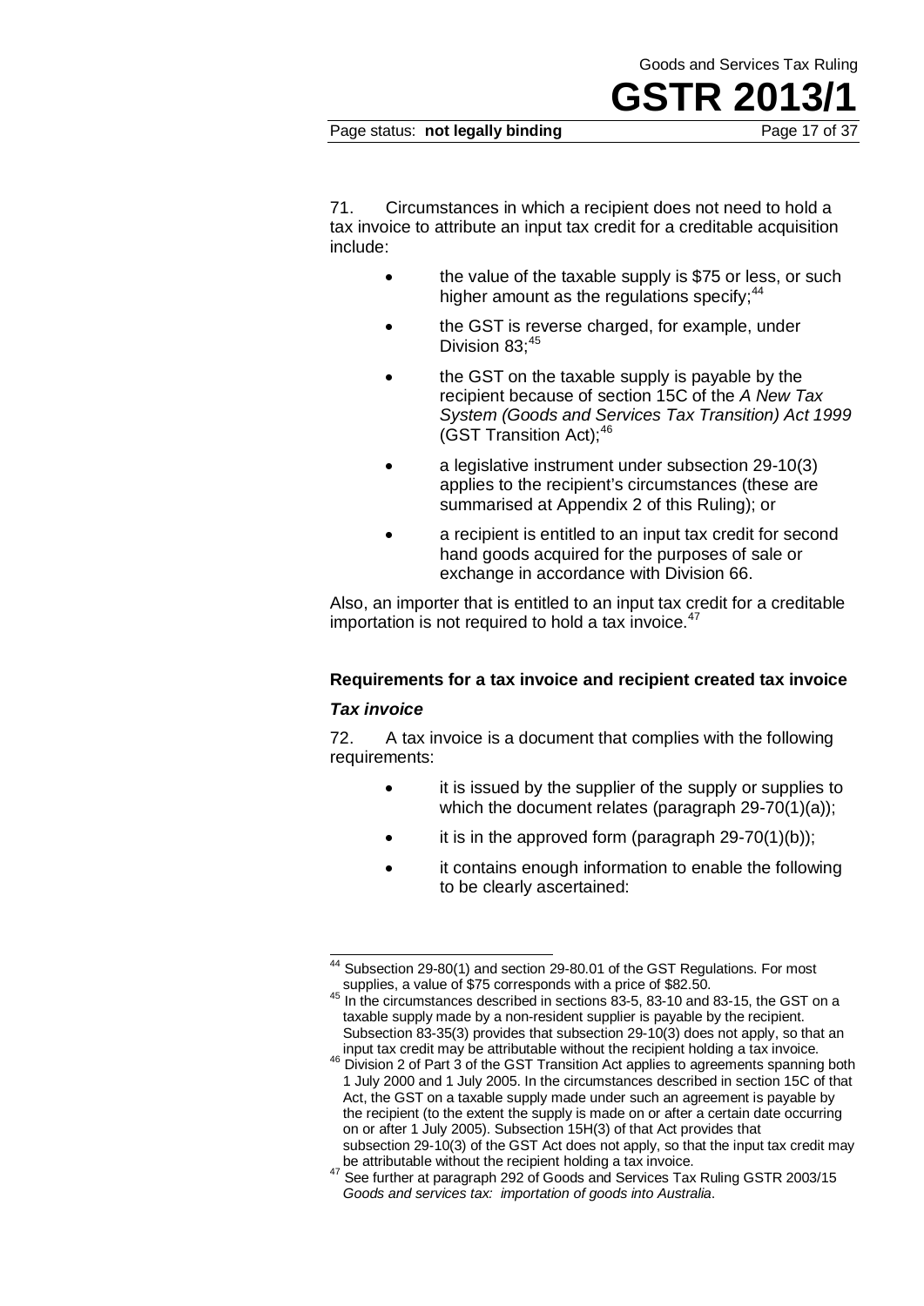71. Circumstances in which a recipient does not need to hold a tax invoice to attribute an input tax credit for a creditable acquisition include:

- the value of the taxable supply is $75 or less, or such higher amount as the regulations specify;[44]
- the GST is reverse charged, for example, under Division 83;[45]
- the GST on the taxable supply is payable by the recipient because of section 15C of the *A New Tax System (Goods and Services Tax Transition) Act 1999* (GST Transition Act);[46]
- a legislative instrument under subsection 29-10(3) applies to the recipient's circumstances (these are summarised at Appendix 2 of this Ruling); or
- a recipient is entitled to an input tax credit for second hand goods acquired for the purposes of sale or exchange in accordance with Division 66.

Also, an importer that is entitled to an input tax credit for a creditable importation is not required to hold a tax invoice.[47]

**Requirements for a tax invoice and recipient created tax invoice**

***Tax invoice***

72. A tax invoice is a document that complies with the following requirements:

- it is issued by the supplier of the supply or supplies to which the document relates (paragraph 29-70(1)(a));
- it is in the approved form (paragraph 29-70(1)(b));
- it contains enough information to enable the following to be clearly ascertained:

---

[44] Subsection 29-80(1) and section 29-80.01 of the GST Regulations. For most supplies, a value of $75 corresponds with a price of $82.50.

[45] In the circumstances described in sections 83-5, 83-10 and 83-15, the GST on a taxable supply made by a non-resident supplier is payable by the recipient. Subsection 83-35(3) provides that subsection 29-10(3) does not apply, so that an input tax credit may be attributable without the recipient holding a tax invoice.

[46] Division 2 of Part 3 of the GST Transition Act applies to agreements spanning both 1 July 2000 and 1 July 2005. In the circumstances described in section 15C of that Act, the GST on a taxable supply made under such an agreement is payable by the recipient (to the extent the supply is made on or after a certain date occurring on or after 1 July 2005). Subsection 15H(3) of that Act provides that subsection 29-10(3) of the GST Act does not apply, so that the input tax credit may be attributable without the recipient holding a tax invoice.

[47] See further at paragraph 292 of Goods and Services Tax Ruling GSTR 2003/15 *Goods and services tax: importation of goods into Australia*.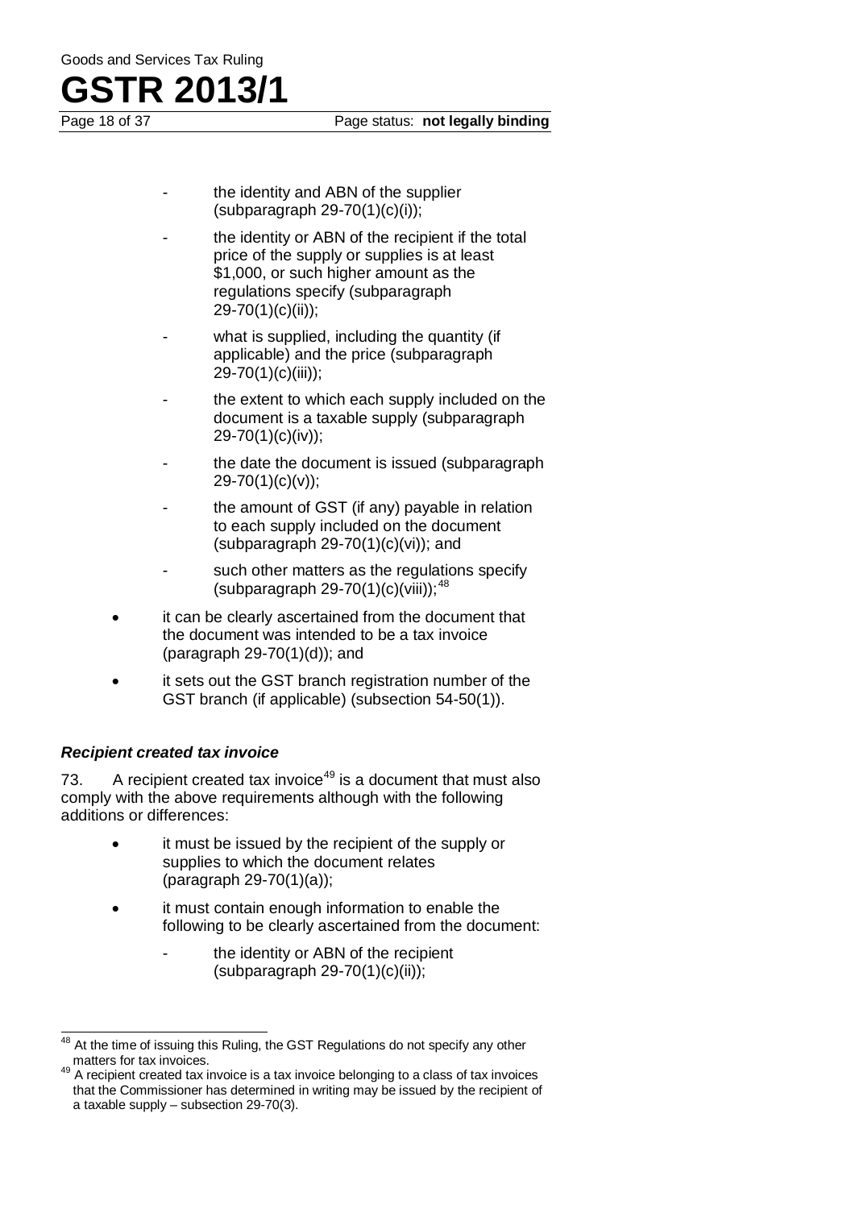- the identity and ABN of the supplier (subparagraph 29-70(1)(c)(i));
  - the identity or ABN of the recipient if the total price of the supply or supplies is at least $1,000, or such higher amount as the regulations specify (subparagraph 29-70(1)(c)(ii));
  - what is supplied, including the quantity (if applicable) and the price (subparagraph 29-70(1)(c)(iii));
  - the extent to which each supply included on the document is a taxable supply (subparagraph 29-70(1)(c)(iv));
  - the date the document is issued (subparagraph 29-70(1)(c)(v));
  - the amount of GST (if any) payable in relation to each supply included on the document (subparagraph 29-70(1)(c)(vi)); and
  - such other matters as the regulations specify (subparagraph 29-70(1)(c)(viii));[48]
- it can be clearly ascertained from the document that the document was intended to be a tax invoice (paragraph 29-70(1)(d)); and
- it sets out the GST branch registration number of the GST branch (if applicable) (subsection 54-50(1)).

### *Recipient created tax invoice*

73. A recipient created tax invoice[49] is a document that must also comply with the above requirements although with the following additions or differences:

- it must be issued by the recipient of the supply or supplies to which the document relates (paragraph 29-70(1)(a));
- it must contain enough information to enable the following to be clearly ascertained from the document:
  - the identity or ABN of the recipient (subparagraph 29-70(1)(c)(ii));

---

[48] At the time of issuing this Ruling, the GST Regulations do not specify any other matters for tax invoices.

[49] A recipient created tax invoice is a tax invoice belonging to a class of tax invoices that the Commissioner has determined in writing may be issued by the recipient of a taxable supply – subsection 29-70(3).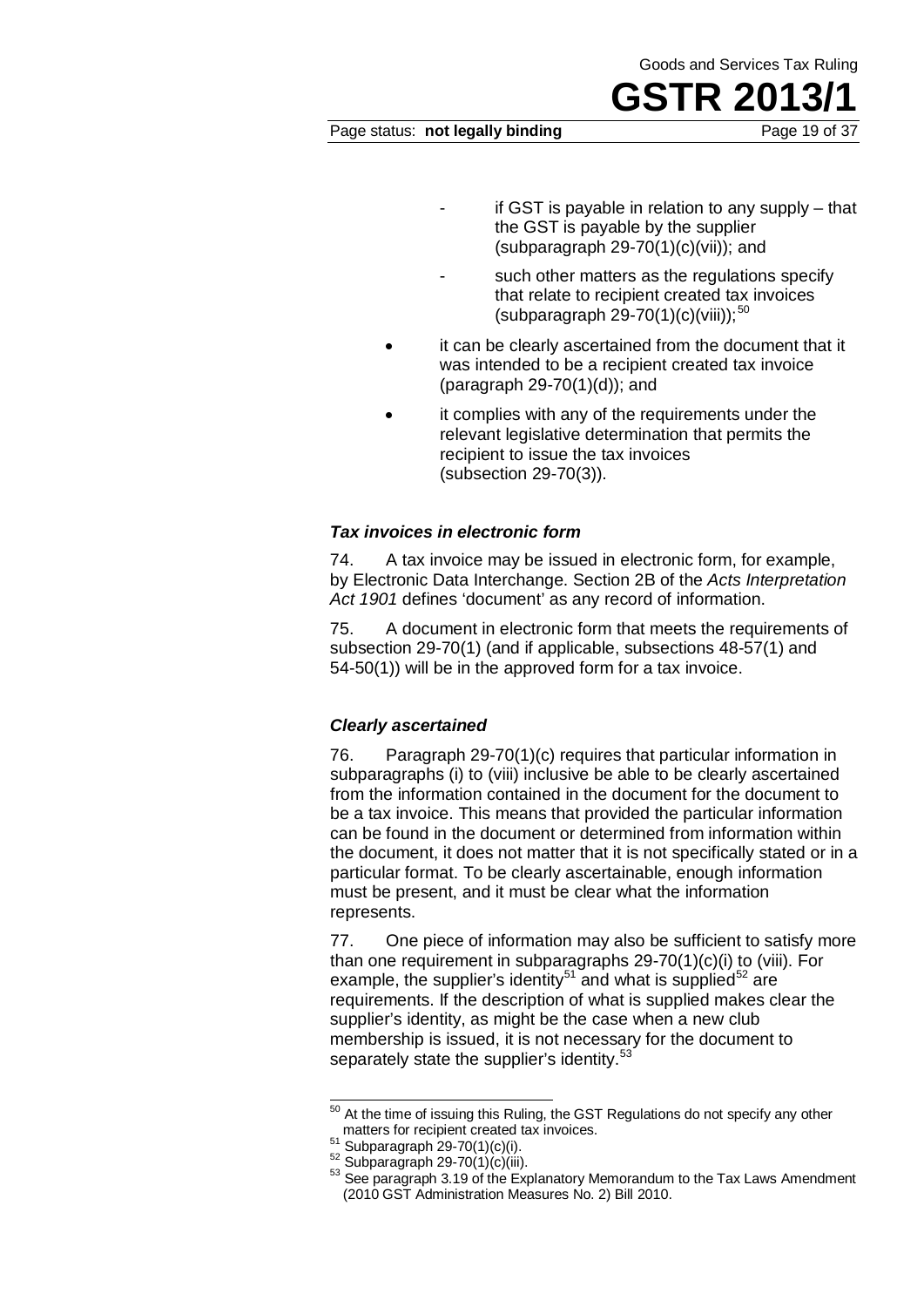- if GST is payable in relation to any supply – that the GST is payable by the supplier (subparagraph 29-70(1)(c)(vii)); and
  - such other matters as the regulations specify that relate to recipient created tax invoices (subparagraph 29-70(1)(c)(viii));[50]
- it can be clearly ascertained from the document that it was intended to be a recipient created tax invoice (paragraph 29-70(1)(d)); and
- it complies with any of the requirements under the relevant legislative determination that permits the recipient to issue the tax invoices (subsection 29-70(3)).

### *Tax invoices in electronic form*

74. A tax invoice may be issued in electronic form, for example, by Electronic Data Interchange. Section 2B of the *Acts Interpretation Act 1901* defines 'document' as any record of information.

75. A document in electronic form that meets the requirements of subsection 29-70(1) (and if applicable, subsections 48-57(1) and 54-50(1)) will be in the approved form for a tax invoice.

### *Clearly ascertained*

76. Paragraph 29-70(1)(c) requires that particular information in subparagraphs (i) to (viii) inclusive be able to be clearly ascertained from the information contained in the document for the document to be a tax invoice. This means that provided the particular information can be found in the document or determined from information within the document, it does not matter that it is not specifically stated or in a particular format. To be clearly ascertainable, enough information must be present, and it must be clear what the information represents.

77. One piece of information may also be sufficient to satisfy more than one requirement in subparagraphs 29-70(1)(c)(i) to (viii). For example, the supplier's identity[51] and what is supplied[52] are requirements. If the description of what is supplied makes clear the supplier's identity, as might be the case when a new club membership is issued, it is not necessary for the document to separately state the supplier's identity.[53]

---

[50] At the time of issuing this Ruling, the GST Regulations do not specify any other matters for recipient created tax invoices.

[51] Subparagraph 29-70(1)(c)(i).

[52] Subparagraph 29-70(1)(c)(iii).

[53] See paragraph 3.19 of the Explanatory Memorandum to the Tax Laws Amendment (2010 GST Administration Measures No. 2) Bill 2010.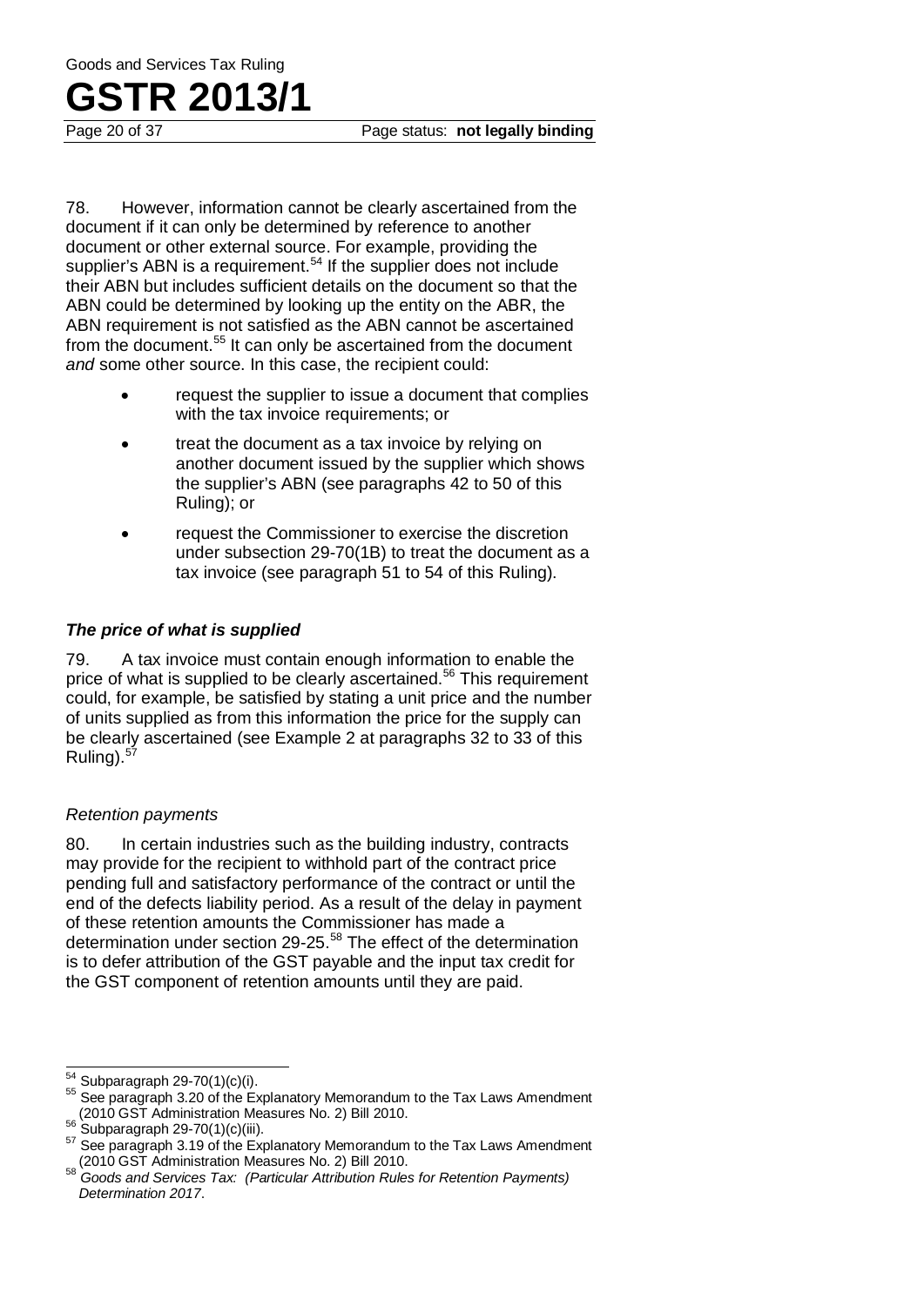78. However, information cannot be clearly ascertained from the document if it can only be determined by reference to another document or other external source. For example, providing the supplier's ABN is a requirement.[54] If the supplier does not include their ABN but includes sufficient details on the document so that the ABN could be determined by looking up the entity on the ABR, the ABN requirement is not satisfied as the ABN cannot be ascertained from the document.[55] It can only be ascertained from the document *and* some other source. In this case, the recipient could:

- request the supplier to issue a document that complies with the tax invoice requirements; or
- treat the document as a tax invoice by relying on another document issued by the supplier which shows the supplier's ABN (see paragraphs 42 to 50 of this Ruling); or
- request the Commissioner to exercise the discretion under subsection 29-70(1B) to treat the document as a tax invoice (see paragraph 51 to 54 of this Ruling).

### *The price of what is supplied*

79. A tax invoice must contain enough information to enable the price of what is supplied to be clearly ascertained.[56] This requirement could, for example, be satisfied by stating a unit price and the number of units supplied as from this information the price for the supply can be clearly ascertained (see Example 2 at paragraphs 32 to 33 of this Ruling).[57]

#### *Retention payments*

80. In certain industries such as the building industry, contracts may provide for the recipient to withhold part of the contract price pending full and satisfactory performance of the contract or until the end of the defects liability period. As a result of the delay in payment of these retention amounts the Commissioner has made a determination under section 29-25.[58] The effect of the determination is to defer attribution of the GST payable and the input tax credit for the GST component of retention amounts until they are paid.

---

[54] Subparagraph 29-70(1)(c)(i).

[55] See paragraph 3.20 of the Explanatory Memorandum to the Tax Laws Amendment (2010 GST Administration Measures No. 2) Bill 2010.

[56] Subparagraph 29-70(1)(c)(iii).

[57] See paragraph 3.19 of the Explanatory Memorandum to the Tax Laws Amendment (2010 GST Administration Measures No. 2) Bill 2010.

[58] *Goods and Services Tax: (Particular Attribution Rules for Retention Payments) Determination 2017*.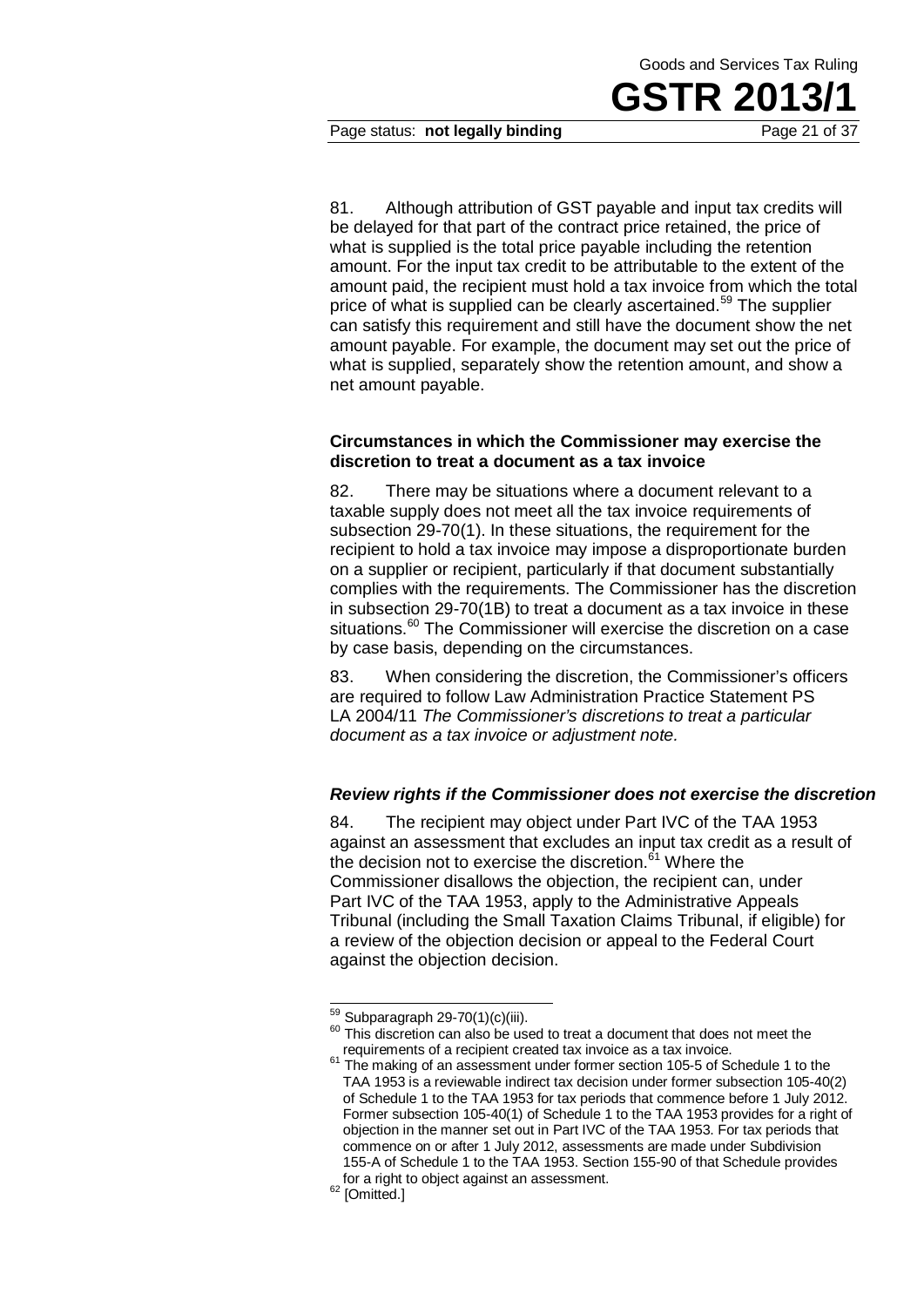81. Although attribution of GST payable and input tax credits will be delayed for that part of the contract price retained, the price of what is supplied is the total price payable including the retention amount. For the input tax credit to be attributable to the extent of the amount paid, the recipient must hold a tax invoice from which the total price of what is supplied can be clearly ascertained.[59] The supplier can satisfy this requirement and still have the document show the net amount payable. For example, the document may set out the price of what is supplied, separately show the retention amount, and show a net amount payable.

### Circumstances in which the Commissioner may exercise the discretion to treat a document as a tax invoice

82. There may be situations where a document relevant to a taxable supply does not meet all the tax invoice requirements of subsection 29-70(1). In these situations, the requirement for the recipient to hold a tax invoice may impose a disproportionate burden on a supplier or recipient, particularly if that document substantially complies with the requirements. The Commissioner has the discretion in subsection 29-70(1B) to treat a document as a tax invoice in these situations.[60] The Commissioner will exercise the discretion on a case by case basis, depending on the circumstances.

83. When considering the discretion, the Commissioner's officers are required to follow Law Administration Practice Statement PS LA 2004/11 *The Commissioner's discretions to treat a particular document as a tax invoice or adjustment note.*

#### *Review rights if the Commissioner does not exercise the discretion*

84. The recipient may object under Part IVC of the TAA 1953 against an assessment that excludes an input tax credit as a result of the decision not to exercise the discretion.[61] Where the Commissioner disallows the objection, the recipient can, under Part IVC of the TAA 1953, apply to the Administrative Appeals Tribunal (including the Small Taxation Claims Tribunal, if eligible) for a review of the objection decision or appeal to the Federal Court against the objection decision.

---

[59] Subparagraph 29-70(1)(c)(iii).

[60] This discretion can also be used to treat a document that does not meet the requirements of a recipient created tax invoice as a tax invoice.

[61] The making of an assessment under former section 105-5 of Schedule 1 to the TAA 1953 is a reviewable indirect tax decision under former subsection 105-40(2) of Schedule 1 to the TAA 1953 for tax periods that commence before 1 July 2012. Former subsection 105-40(1) of Schedule 1 to the TAA 1953 provides for a right of objection in the manner set out in Part IVC of the TAA 1953. For tax periods that commence on or after 1 July 2012, assessments are made under Subdivision 155-A of Schedule 1 to the TAA 1953. Section 155-90 of that Schedule provides for a right to object against an assessment.

[62] [Omitted.]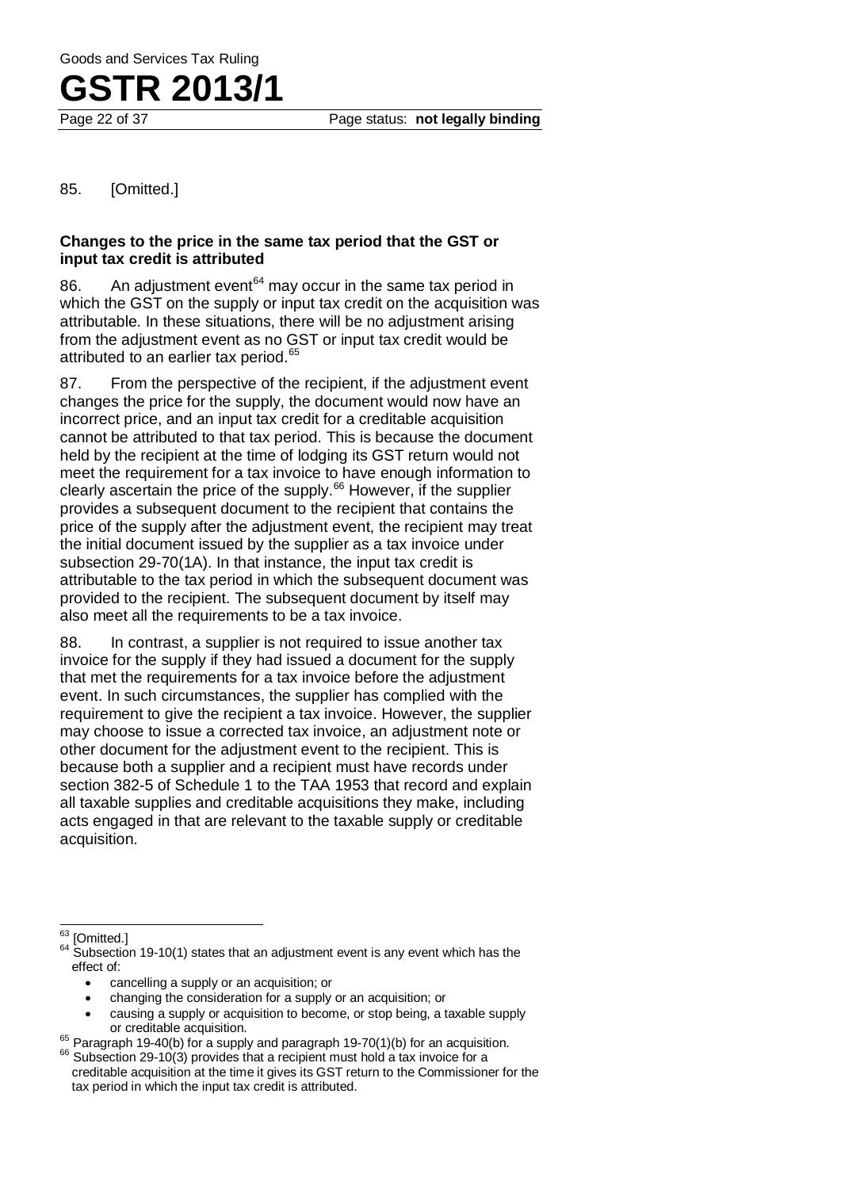85. [Omitted.]

### Changes to the price in the same tax period that the GST or input tax credit is attributed

86. An adjustment event[64] may occur in the same tax period in which the GST on the supply or input tax credit on the acquisition was attributable. In these situations, there will be no adjustment arising from the adjustment event as no GST or input tax credit would be attributed to an earlier tax period.[65]

87. From the perspective of the recipient, if the adjustment event changes the price for the supply, the document would now have an incorrect price, and an input tax credit for a creditable acquisition cannot be attributed to that tax period. This is because the document held by the recipient at the time of lodging its GST return would not meet the requirement for a tax invoice to have enough information to clearly ascertain the price of the supply.[66] However, if the supplier provides a subsequent document to the recipient that contains the price of the supply after the adjustment event, the recipient may treat the initial document issued by the supplier as a tax invoice under subsection 29-70(1A). In that instance, the input tax credit is attributable to the tax period in which the subsequent document was provided to the recipient. The subsequent document by itself may also meet all the requirements to be a tax invoice.

88. In contrast, a supplier is not required to issue another tax invoice for the supply if they had issued a document for the supply that met the requirements for a tax invoice before the adjustment event. In such circumstances, the supplier has complied with the requirement to give the recipient a tax invoice. However, the supplier may choose to issue a corrected tax invoice, an adjustment note or other document for the adjustment event to the recipient. This is because both a supplier and a recipient must have records under section 382-5 of Schedule 1 to the TAA 1953 that record and explain all taxable supplies and creditable acquisitions they make, including acts engaged in that are relevant to the taxable supply or creditable acquisition.

---

[63] [Omitted.]

[64] Subsection 19-10(1) states that an adjustment event is any event which has the effect of:

- cancelling a supply or an acquisition; or
- changing the consideration for a supply or an acquisition; or
- causing a supply or acquisition to become, or stop being, a taxable supply or creditable acquisition.

[65] Paragraph 19-40(b) for a supply and paragraph 19-70(1)(b) for an acquisition.

[66] Subsection 29-10(3) provides that a recipient must hold a tax invoice for a creditable acquisition at the time it gives its GST return to the Commissioner for the tax period in which the input tax credit is attributed.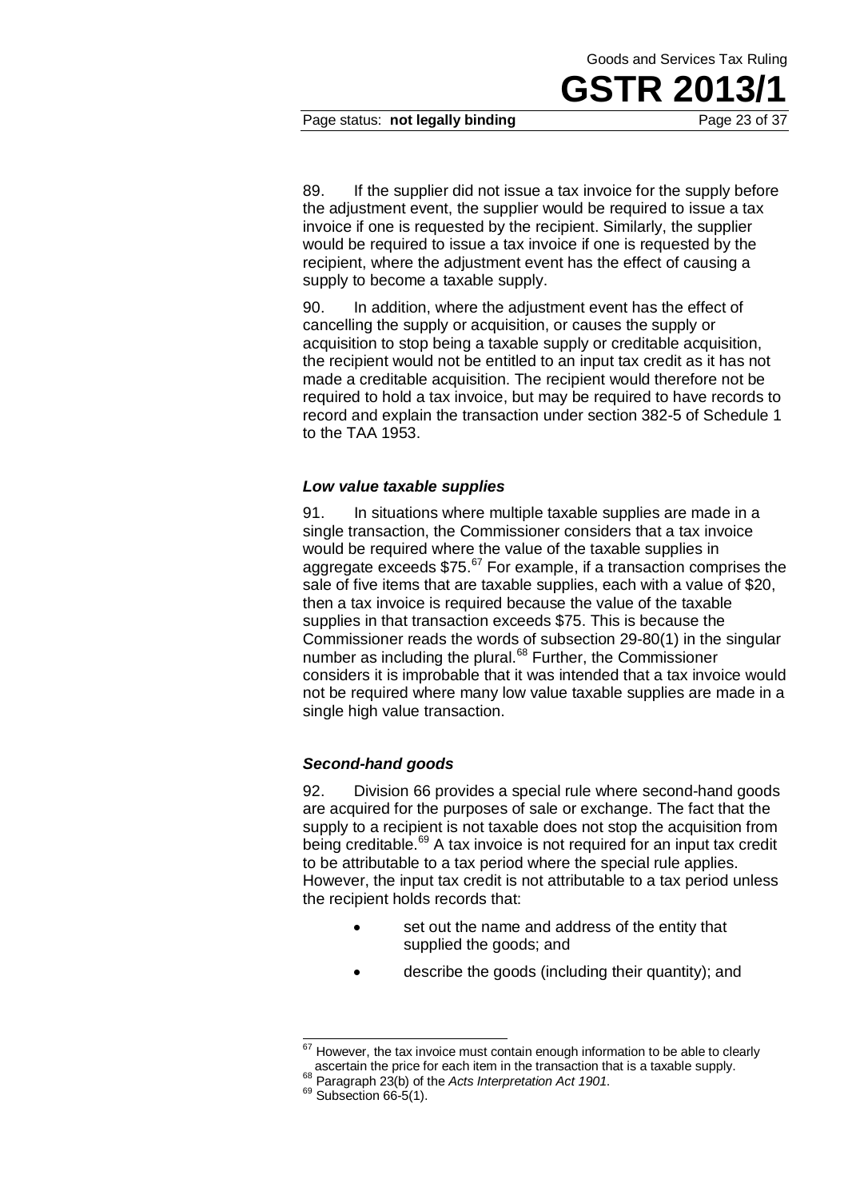89. If the supplier did not issue a tax invoice for the supply before the adjustment event, the supplier would be required to issue a tax invoice if one is requested by the recipient. Similarly, the supplier would be required to issue a tax invoice if one is requested by the recipient, where the adjustment event has the effect of causing a supply to become a taxable supply.

90. In addition, where the adjustment event has the effect of cancelling the supply or acquisition, or causes the supply or acquisition to stop being a taxable supply or creditable acquisition, the recipient would not be entitled to an input tax credit as it has not made a creditable acquisition. The recipient would therefore not be required to hold a tax invoice, but may be required to have records to record and explain the transaction under section 382-5 of Schedule 1 to the TAA 1953.

### *Low value taxable supplies*

91. In situations where multiple taxable supplies are made in a single transaction, the Commissioner considers that a tax invoice would be required where the value of the taxable supplies in aggregate exceeds $75.[67] For example, if a transaction comprises the sale of five items that are taxable supplies, each with a value of $20, then a tax invoice is required because the value of the taxable supplies in that transaction exceeds $75. This is because the Commissioner reads the words of subsection 29-80(1) in the singular number as including the plural.[68] Further, the Commissioner considers it is improbable that it was intended that a tax invoice would not be required where many low value taxable supplies are made in a single high value transaction.

### *Second-hand goods*

92. Division 66 provides a special rule where second-hand goods are acquired for the purposes of sale or exchange. The fact that the supply to a recipient is not taxable does not stop the acquisition from being creditable.[69] A tax invoice is not required for an input tax credit to be attributable to a tax period where the special rule applies. However, the input tax credit is not attributable to a tax period unless the recipient holds records that:

- set out the name and address of the entity that supplied the goods; and
- describe the goods (including their quantity); and

---

[67] However, the tax invoice must contain enough information to be able to clearly ascertain the price for each item in the transaction that is a taxable supply.

[68] Paragraph 23(b) of the *Acts Interpretation Act 1901*.

[69] Subsection 66-5(1).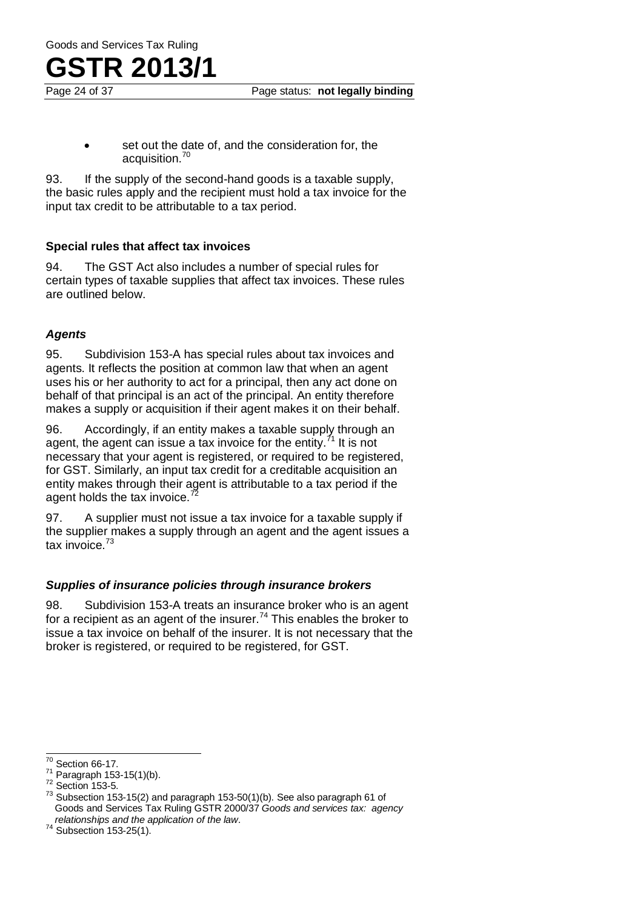- set out the date of, and the consideration for, the acquisition.[70]

93. If the supply of the second-hand goods is a taxable supply, the basic rules apply and the recipient must hold a tax invoice for the input tax credit to be attributable to a tax period.

### Special rules that affect tax invoices

94. The GST Act also includes a number of special rules for certain types of taxable supplies that affect tax invoices. These rules are outlined below.

#### *Agents*

95. Subdivision 153-A has special rules about tax invoices and agents. It reflects the position at common law that when an agent uses his or her authority to act for a principal, then any act done on behalf of that principal is an act of the principal. An entity therefore makes a supply or acquisition if their agent makes it on their behalf.

96. Accordingly, if an entity makes a taxable supply through an agent, the agent can issue a tax invoice for the entity.[71] It is not necessary that your agent is registered, or required to be registered, for GST. Similarly, an input tax credit for a creditable acquisition an entity makes through their agent is attributable to a tax period if the agent holds the tax invoice.[72]

97. A supplier must not issue a tax invoice for a taxable supply if the supplier makes a supply through an agent and the agent issues a tax invoice.[73]

#### *Supplies of insurance policies through insurance brokers*

98. Subdivision 153-A treats an insurance broker who is an agent for a recipient as an agent of the insurer.[74] This enables the broker to issue a tax invoice on behalf of the insurer. It is not necessary that the broker is registered, or required to be registered, for GST.

---

[70] Section 66-17.
[71] Paragraph 153-15(1)(b).
[72] Section 153-5.
[73] Subsection 153-15(2) and paragraph 153-50(1)(b). See also paragraph 61 of Goods and Services Tax Ruling GSTR 2000/37 *Goods and services tax: agency relationships and the application of the law*.
[74] Subsection 153-25(1).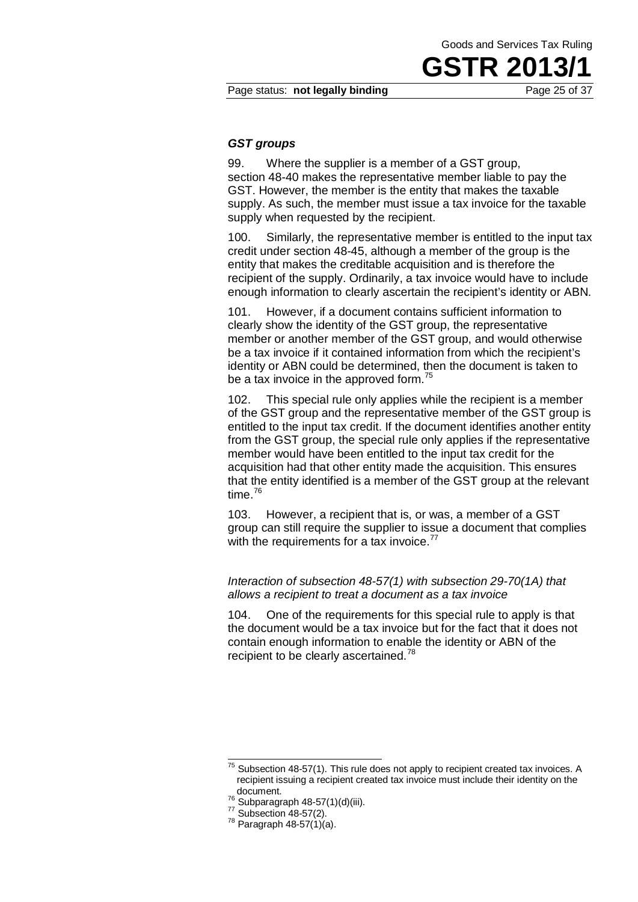### *GST groups*

99. Where the supplier is a member of a GST group, section 48-40 makes the representative member liable to pay the GST. However, the member is the entity that makes the taxable supply. As such, the member must issue a tax invoice for the taxable supply when requested by the recipient.

100. Similarly, the representative member is entitled to the input tax credit under section 48-45, although a member of the group is the entity that makes the creditable acquisition and is therefore the recipient of the supply. Ordinarily, a tax invoice would have to include enough information to clearly ascertain the recipient's identity or ABN.

101. However, if a document contains sufficient information to clearly show the identity of the GST group, the representative member or another member of the GST group, and would otherwise be a tax invoice if it contained information from which the recipient's identity or ABN could be determined, then the document is taken to be a tax invoice in the approved form.[75]

102. This special rule only applies while the recipient is a member of the GST group and the representative member of the GST group is entitled to the input tax credit. If the document identifies another entity from the GST group, the special rule only applies if the representative member would have been entitled to the input tax credit for the acquisition had that other entity made the acquisition. This ensures that the entity identified is a member of the GST group at the relevant time.[76]

103. However, a recipient that is, or was, a member of a GST group can still require the supplier to issue a document that complies with the requirements for a tax invoice.[77]

*Interaction of subsection 48-57(1) with subsection 29-70(1A) that allows a recipient to treat a document as a tax invoice*

104. One of the requirements for this special rule to apply is that the document would be a tax invoice but for the fact that it does not contain enough information to enable the identity or ABN of the recipient to be clearly ascertained.[78]

---

[75] Subsection 48-57(1). This rule does not apply to recipient created tax invoices. A recipient issuing a recipient created tax invoice must include their identity on the document.

[76] Subparagraph 48-57(1)(d)(iii).

[77] Subsection 48-57(2).

[78] Paragraph 48-57(1)(a).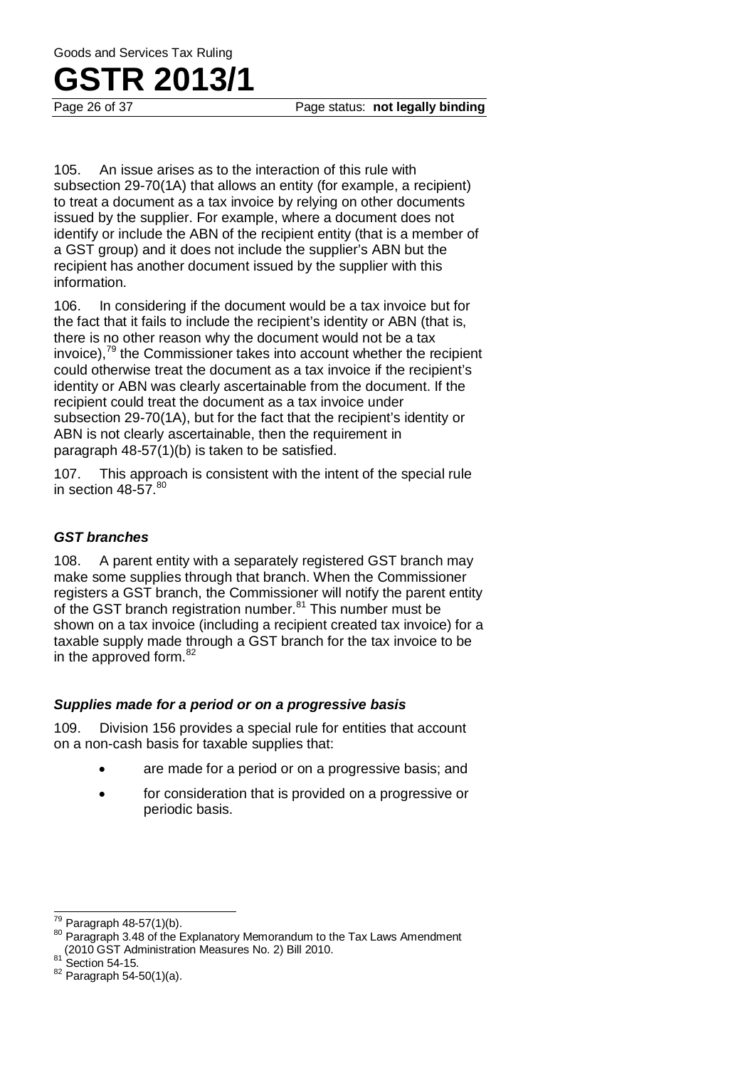105. An issue arises as to the interaction of this rule with subsection 29-70(1A) that allows an entity (for example, a recipient) to treat a document as a tax invoice by relying on other documents issued by the supplier. For example, where a document does not identify or include the ABN of the recipient entity (that is a member of a GST group) and it does not include the supplier's ABN but the recipient has another document issued by the supplier with this information.

106. In considering if the document would be a tax invoice but for the fact that it fails to include the recipient's identity or ABN (that is, there is no other reason why the document would not be a tax invoice),[79] the Commissioner takes into account whether the recipient could otherwise treat the document as a tax invoice if the recipient's identity or ABN was clearly ascertainable from the document. If the recipient could treat the document as a tax invoice under subsection 29-70(1A), but for the fact that the recipient's identity or ABN is not clearly ascertainable, then the requirement in paragraph 48-57(1)(b) is taken to be satisfied.

107. This approach is consistent with the intent of the special rule in section 48-57.[80]

### *GST branches*

108. A parent entity with a separately registered GST branch may make some supplies through that branch. When the Commissioner registers a GST branch, the Commissioner will notify the parent entity of the GST branch registration number.[81] This number must be shown on a tax invoice (including a recipient created tax invoice) for a taxable supply made through a GST branch for the tax invoice to be in the approved form.[82]

### *Supplies made for a period or on a progressive basis*

109. Division 156 provides a special rule for entities that account on a non-cash basis for taxable supplies that:

- are made for a period or on a progressive basis; and
- for consideration that is provided on a progressive or periodic basis.

---

[79] Paragraph 48-57(1)(b).

[80] Paragraph 3.48 of the Explanatory Memorandum to the Tax Laws Amendment (2010 GST Administration Measures No. 2) Bill 2010.

[81] Section 54-15.

[82] Paragraph 54-50(1)(a).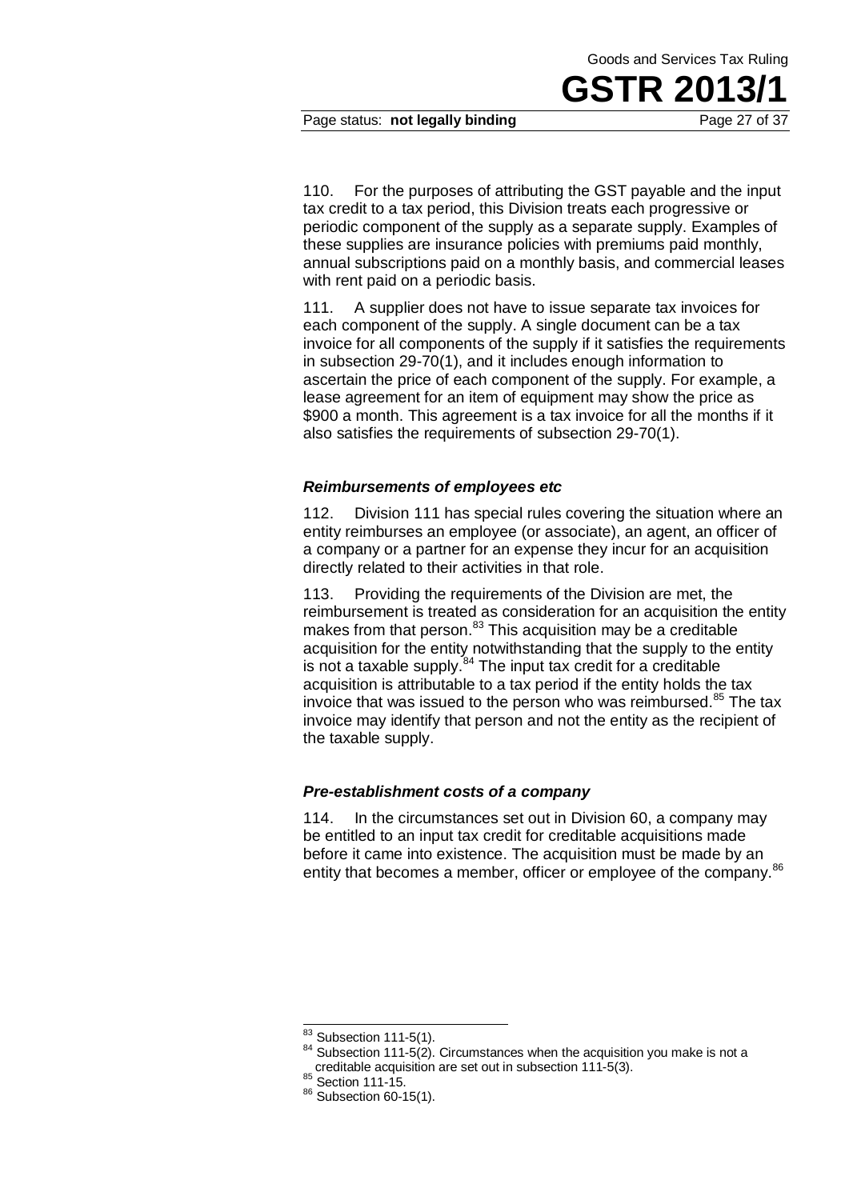110. For the purposes of attributing the GST payable and the input tax credit to a tax period, this Division treats each progressive or periodic component of the supply as a separate supply. Examples of these supplies are insurance policies with premiums paid monthly, annual subscriptions paid on a monthly basis, and commercial leases with rent paid on a periodic basis.

111. A supplier does not have to issue separate tax invoices for each component of the supply. A single document can be a tax invoice for all components of the supply if it satisfies the requirements in subsection 29-70(1), and it includes enough information to ascertain the price of each component of the supply. For example, a lease agreement for an item of equipment may show the price as $900 a month. This agreement is a tax invoice for all the months if it also satisfies the requirements of subsection 29-70(1).

### *Reimbursements of employees etc*

112. Division 111 has special rules covering the situation where an entity reimburses an employee (or associate), an agent, an officer of a company or a partner for an expense they incur for an acquisition directly related to their activities in that role.

113. Providing the requirements of the Division are met, the reimbursement is treated as consideration for an acquisition the entity makes from that person.[83] This acquisition may be a creditable acquisition for the entity notwithstanding that the supply to the entity is not a taxable supply.[84] The input tax credit for a creditable acquisition is attributable to a tax period if the entity holds the tax invoice that was issued to the person who was reimbursed.[85] The tax invoice may identify that person and not the entity as the recipient of the taxable supply.

### *Pre-establishment costs of a company*

114. In the circumstances set out in Division 60, a company may be entitled to an input tax credit for creditable acquisitions made before it came into existence. The acquisition must be made by an entity that becomes a member, officer or employee of the company.[86]

---

[83] Subsection 111-5(1).

[84] Subsection 111-5(2). Circumstances when the acquisition you make is not a creditable acquisition are set out in subsection 111-5(3).

[85] Section 111-15.

[86] Subsection 60-15(1).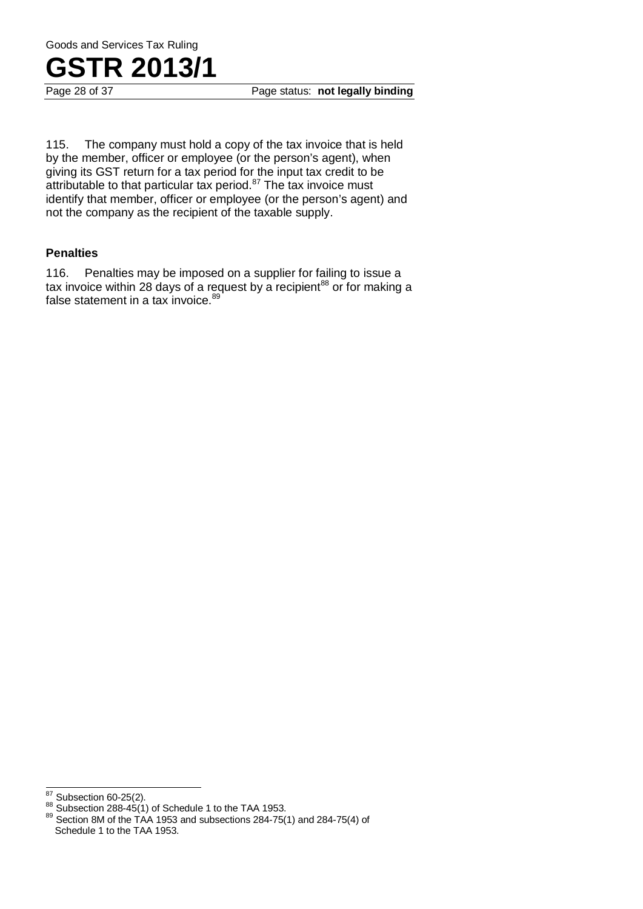115. The company must hold a copy of the tax invoice that is held by the member, officer or employee (or the person's agent), when giving its GST return for a tax period for the input tax credit to be attributable to that particular tax period.[87] The tax invoice must identify that member, officer or employee (or the person's agent) and not the company as the recipient of the taxable supply.

### Penalties

116. Penalties may be imposed on a supplier for failing to issue a tax invoice within 28 days of a request by a recipient[88] or for making a false statement in a tax invoice.[89]

---

[87] Subsection 60-25(2).

[88] Subsection 288-45(1) of Schedule 1 to the TAA 1953.

[89] Section 8M of the TAA 1953 and subsections 284-75(1) and 284-75(4) of Schedule 1 to the TAA 1953.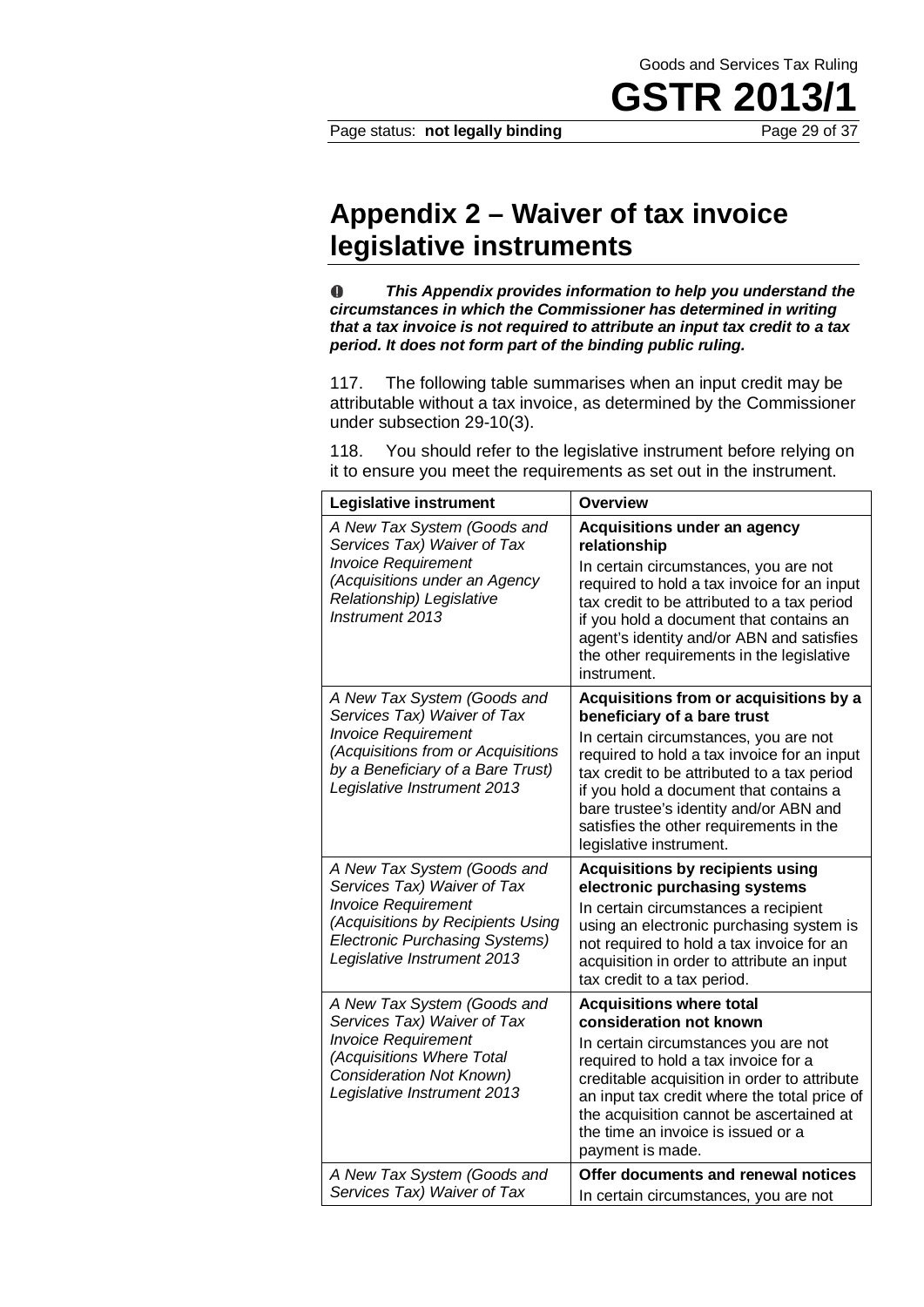## Appendix 2 – Waiver of tax invoice legislative instruments

❶ ***This Appendix provides information to help you understand the circumstances in which the Commissioner has determined in writing that a tax invoice is not required to attribute an input tax credit to a tax period. It does not form part of the binding public ruling.***

117. The following table summarises when an input credit may be attributable without a tax invoice, as determined by the Commissioner under subsection 29-10(3).

118. You should refer to the legislative instrument before relying on it to ensure you meet the requirements as set out in the instrument.

| Legislative instrument | Overview |
|---|---|
| *A New Tax System (Goods and Services Tax) Waiver of Tax Invoice Requirement (Acquisitions under an Agency Relationship) Legislative Instrument 2013* | **Acquisitions under an agency relationship**<br>In certain circumstances, you are not required to hold a tax invoice for an input tax credit to be attributed to a tax period if you hold a document that contains an agent's identity and/or ABN and satisfies the other requirements in the legislative instrument. |
| *A New Tax System (Goods and Services Tax) Waiver of Tax Invoice Requirement (Acquisitions from or Acquisitions by a Beneficiary of a Bare Trust) Legislative Instrument 2013* | **Acquisitions from or acquisitions by a beneficiary of a bare trust**<br>In certain circumstances, you are not required to hold a tax invoice for an input tax credit to be attributed to a tax period if you hold a document that contains a bare trustee's identity and/or ABN and satisfies the other requirements in the legislative instrument. |
| *A New Tax System (Goods and Services Tax) Waiver of Tax Invoice Requirement (Acquisitions by Recipients Using Electronic Purchasing Systems) Legislative Instrument 2013* | **Acquisitions by recipients using electronic purchasing systems**<br>In certain circumstances a recipient using an electronic purchasing system is not required to hold a tax invoice for an acquisition in order to attribute an input tax credit to a tax period. |
| *A New Tax System (Goods and Services Tax) Waiver of Tax Invoice Requirement (Acquisitions Where Total Consideration Not Known) Legislative Instrument 2013* | **Acquisitions where total consideration not known**<br>In certain circumstances you are not required to hold a tax invoice for a creditable acquisition in order to attribute an input tax credit where the total price of the acquisition cannot be ascertained at the time an invoice is issued or a payment is made. |
| *A New Tax System (Goods and Services Tax) Waiver of Tax* | **Offer documents and renewal notices**<br>In certain circumstances, you are not |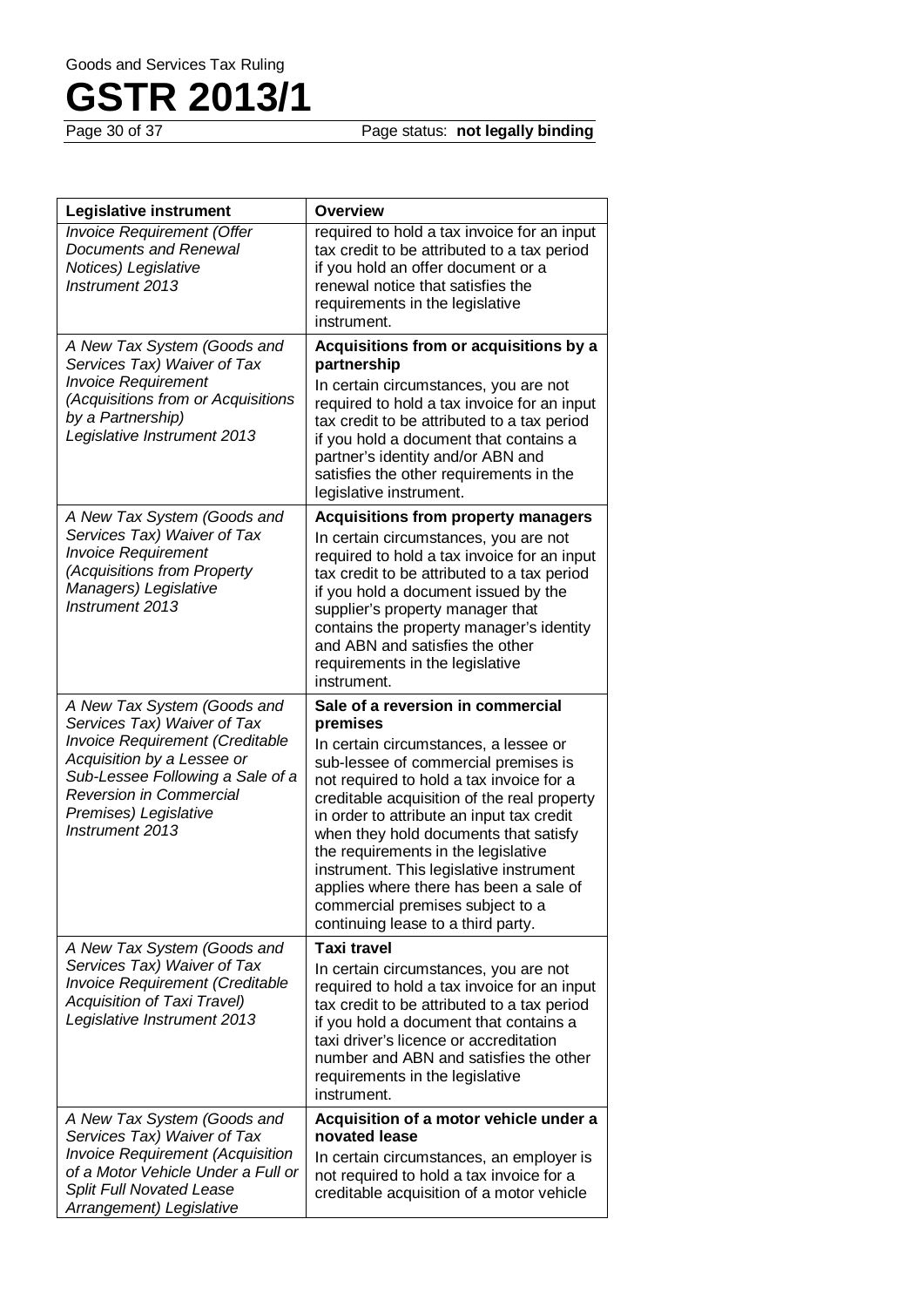| Legislative instrument | Overview |
| --- | --- |
| *Invoice Requirement (Offer Documents and Renewal Notices) Legislative Instrument 2013* | required to hold a tax invoice for an input tax credit to be attributed to a tax period if you hold an offer document or a renewal notice that satisfies the requirements in the legislative instrument. |
| *A New Tax System (Goods and Services Tax) Waiver of Tax Invoice Requirement (Acquisitions from or Acquisitions by a Partnership) Legislative Instrument 2013* | **Acquisitions from or acquisitions by a partnership** In certain circumstances, you are not required to hold a tax invoice for an input tax credit to be attributed to a tax period if you hold a document that contains a partner's identity and/or ABN and satisfies the other requirements in the legislative instrument. |
| *A New Tax System (Goods and Services Tax) Waiver of Tax Invoice Requirement (Acquisitions from Property Managers) Legislative Instrument 2013* | **Acquisitions from property managers** In certain circumstances, you are not required to hold a tax invoice for an input tax credit to be attributed to a tax period if you hold a document issued by the supplier's property manager that contains the property manager's identity and ABN and satisfies the other requirements in the legislative instrument. |
| *A New Tax System (Goods and Services Tax) Waiver of Tax Invoice Requirement (Creditable Acquisition by a Lessee or Sub-Lessee Following a Sale of a Reversion in Commercial Premises) Legislative Instrument 2013* | **Sale of a reversion in commercial premises** In certain circumstances, a lessee or sub-lessee of commercial premises is not required to hold a tax invoice for a creditable acquisition of the real property in order to attribute an input tax credit when they hold documents that satisfy the requirements in the legislative instrument. This legislative instrument applies where there has been a sale of commercial premises subject to a continuing lease to a third party. |
| *A New Tax System (Goods and Services Tax) Waiver of Tax Invoice Requirement (Creditable Acquisition of Taxi Travel) Legislative Instrument 2013* | **Taxi travel** In certain circumstances, you are not required to hold a tax invoice for an input tax credit to be attributed to a tax period if you hold a document that contains a taxi driver's licence or accreditation number and ABN and satisfies the other requirements in the legislative instrument. |
| *A New Tax System (Goods and Services Tax) Waiver of Tax Invoice Requirement (Acquisition of a Motor Vehicle Under a Full or Split Full Novated Lease Arrangement) Legislative* | **Acquisition of a motor vehicle under a novated lease** In certain circumstances, an employer is not required to hold a tax invoice for a creditable acquisition of a motor vehicle |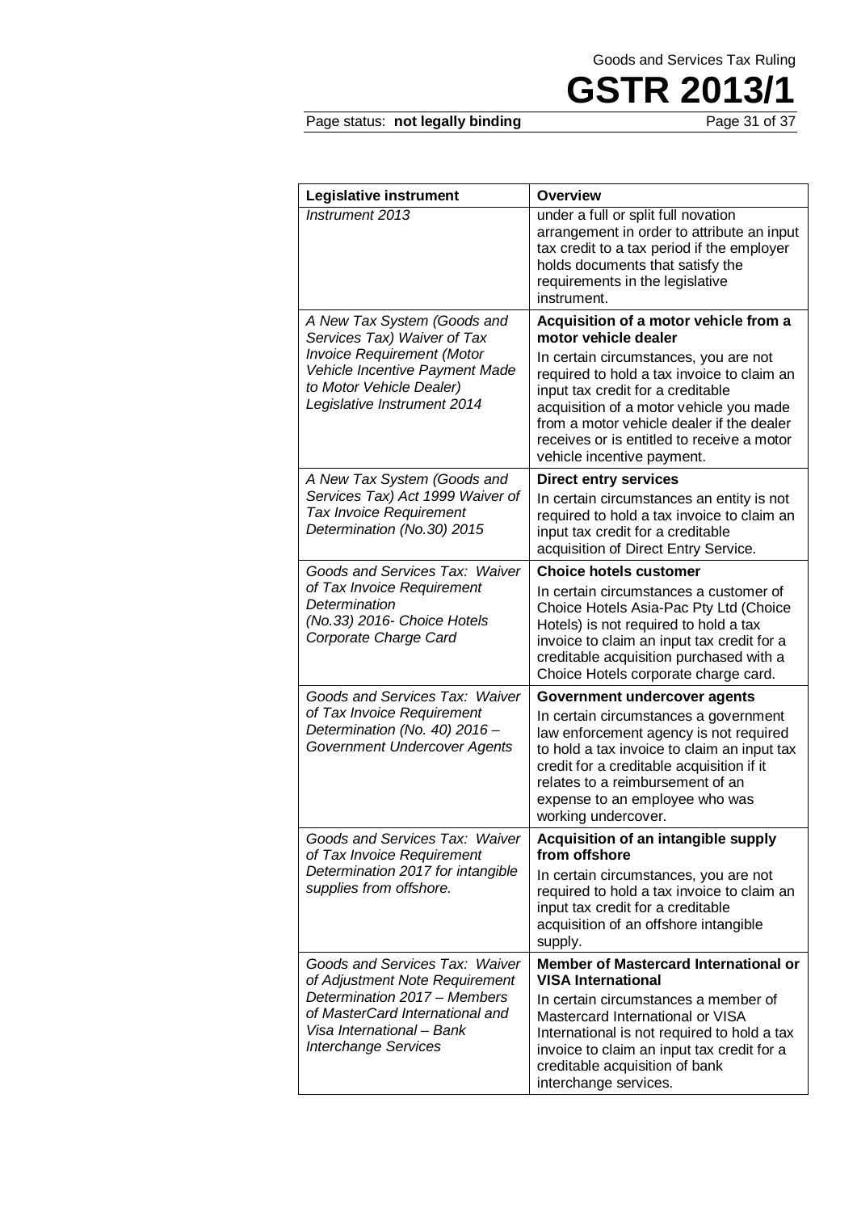| Legislative instrument | Overview |
|---|---|
| *Instrument 2013* | under a full or split full novation arrangement in order to attribute an input tax credit to a tax period if the employer holds documents that satisfy the requirements in the legislative instrument. |
| *A New Tax System (Goods and Services Tax) Waiver of Tax Invoice Requirement (Motor Vehicle Incentive Payment Made to Motor Vehicle Dealer) Legislative Instrument 2014* | **Acquisition of a motor vehicle from a motor vehicle dealer**<br>In certain circumstances, you are not required to hold a tax invoice to claim an input tax credit for a creditable acquisition of a motor vehicle you made from a motor vehicle dealer if the dealer receives or is entitled to receive a motor vehicle incentive payment. |
| *A New Tax System (Goods and Services Tax) Act 1999 Waiver of Tax Invoice Requirement Determination (No.30) 2015* | **Direct entry services**<br>In certain circumstances an entity is not required to hold a tax invoice to claim an input tax credit for a creditable acquisition of Direct Entry Service. |
| *Goods and Services Tax: Waiver of Tax Invoice Requirement Determination (No.33) 2016- Choice Hotels Corporate Charge Card* | **Choice hotels customer**<br>In certain circumstances a customer of Choice Hotels Asia-Pac Pty Ltd (Choice Hotels) is not required to hold a tax invoice to claim an input tax credit for a creditable acquisition purchased with a Choice Hotels corporate charge card. |
| *Goods and Services Tax: Waiver of Tax Invoice Requirement Determination (No. 40) 2016 – Government Undercover Agents* | **Government undercover agents**<br>In certain circumstances a government law enforcement agency is not required to hold a tax invoice to claim an input tax credit for a creditable acquisition if it relates to a reimbursement of an expense to an employee who was working undercover. |
| *Goods and Services Tax: Waiver of Tax Invoice Requirement Determination 2017 for intangible supplies from offshore.* | **Acquisition of an intangible supply from offshore**<br>In certain circumstances, you are not required to hold a tax invoice to claim an input tax credit for a creditable acquisition of an offshore intangible supply. |
| *Goods and Services Tax: Waiver of Adjustment Note Requirement Determination 2017 – Members of MasterCard International and Visa International – Bank Interchange Services* | **Member of Mastercard International or VISA International**<br>In certain circumstances a member of Mastercard International or VISA International is not required to hold a tax invoice to claim an input tax credit for a creditable acquisition of bank interchange services. |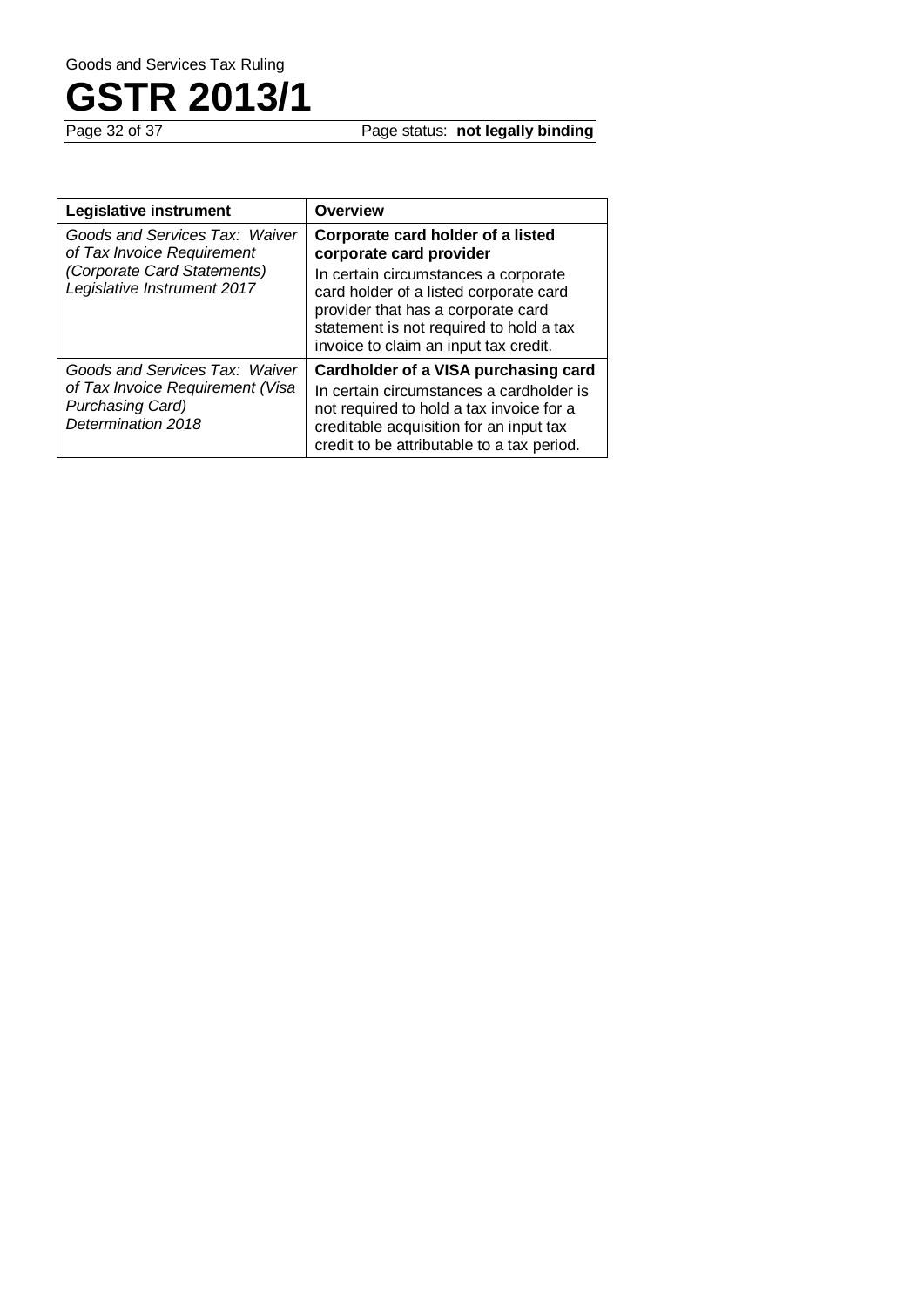| **Legislative instrument** | **Overview** |
| --- | --- |
| *Goods and Services Tax: Waiver of Tax Invoice Requirement (Corporate Card Statements) Legislative Instrument 2017* | **Corporate card holder of a listed corporate card provider** In certain circumstances a corporate card holder of a listed corporate card provider that has a corporate card statement is not required to hold a tax invoice to claim an input tax credit. |
| *Goods and Services Tax: Waiver of Tax Invoice Requirement (Visa Purchasing Card) Determination 2018* | **Cardholder of a VISA purchasing card** In certain circumstances a cardholder is not required to hold a tax invoice for a creditable acquisition for an input tax credit to be attributable to a tax period. |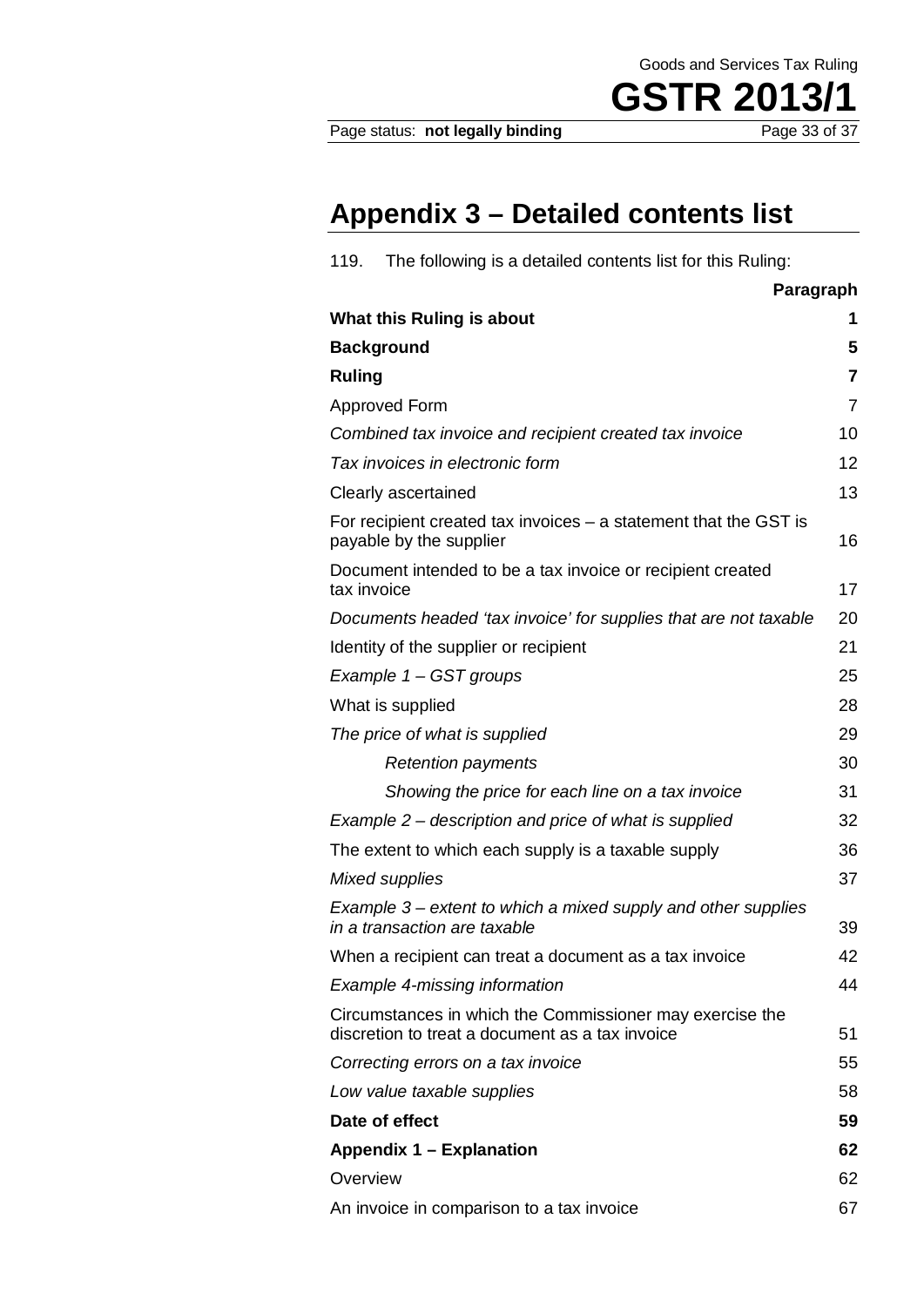# Appendix 3 – Detailed contents list

119. The following is a detailed contents list for this Ruling:

| | Paragraph |
|---|---|
| **What this Ruling is about** | **1** |
| **Background** | **5** |
| **Ruling** | **7** |
| Approved Form | 7 |
| *Combined tax invoice and recipient created tax invoice* | 10 |
| *Tax invoices in electronic form* | 12 |
| Clearly ascertained | 13 |
| For recipient created tax invoices – a statement that the GST is payable by the supplier | 16 |
| Document intended to be a tax invoice or recipient created tax invoice | 17 |
| *Documents headed 'tax invoice' for supplies that are not taxable* | 20 |
| Identity of the supplier or recipient | 21 |
| *Example 1 – GST groups* | 25 |
| What is supplied | 28 |
| *The price of what is supplied* | 29 |
| *Retention payments* | 30 |
| *Showing the price for each line on a tax invoice* | 31 |
| *Example 2 – description and price of what is supplied* | 32 |
| The extent to which each supply is a taxable supply | 36 |
| *Mixed supplies* | 37 |
| *Example 3 – extent to which a mixed supply and other supplies in a transaction are taxable* | 39 |
| When a recipient can treat a document as a tax invoice | 42 |
| *Example 4-missing information* | 44 |
| Circumstances in which the Commissioner may exercise the discretion to treat a document as a tax invoice | 51 |
| *Correcting errors on a tax invoice* | 55 |
| *Low value taxable supplies* | 58 |
| **Date of effect** | **59** |
| **Appendix 1 – Explanation** | **62** |
| Overview | 62 |
| An invoice in comparison to a tax invoice | 67 |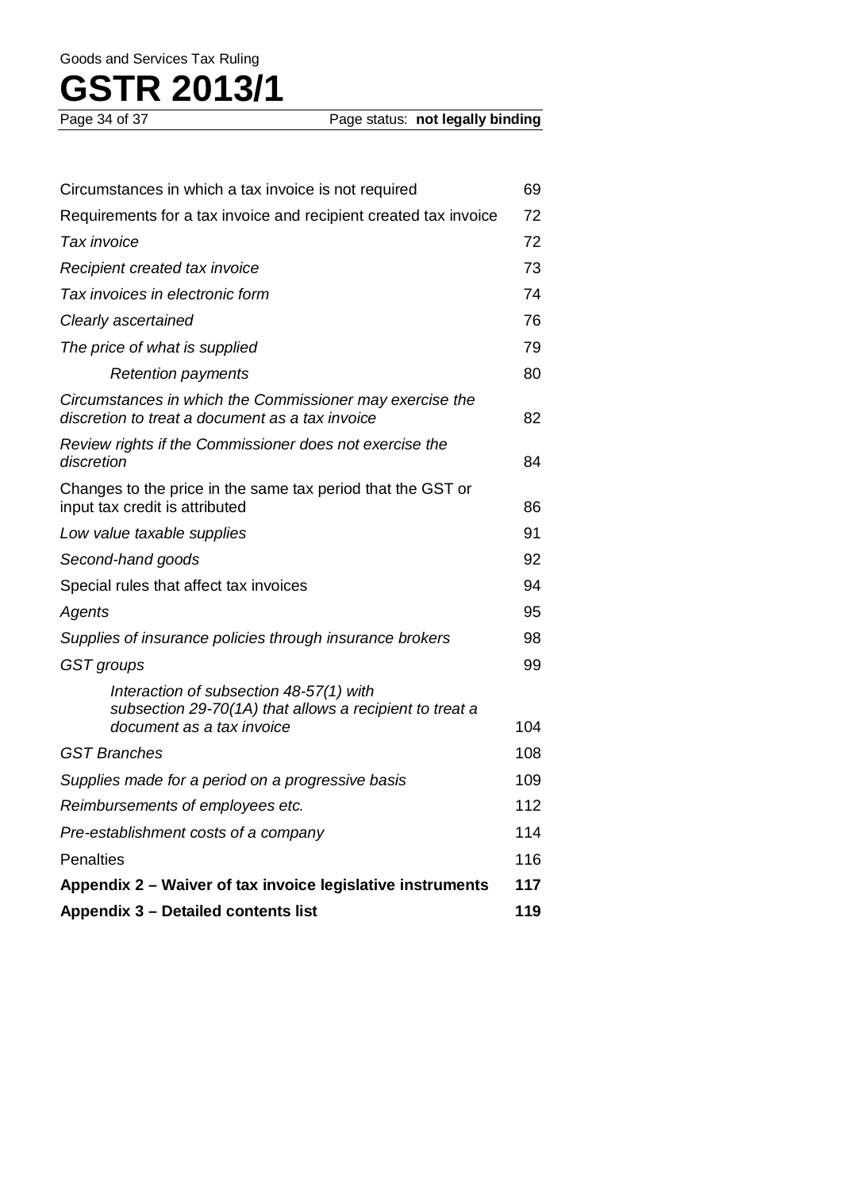| | |
|---|---|
| Circumstances in which a tax invoice is not required | 69 |
| Requirements for a tax invoice and recipient created tax invoice | 72 |
| *Tax invoice* | 72 |
| *Recipient created tax invoice* | 73 |
| *Tax invoices in electronic form* | 74 |
| *Clearly ascertained* | 76 |
| *The price of what is supplied* | 79 |
| *Retention payments* | 80 |
| *Circumstances in which the Commissioner may exercise the discretion to treat a document as a tax invoice* | 82 |
| *Review rights if the Commissioner does not exercise the discretion* | 84 |
| Changes to the price in the same tax period that the GST or input tax credit is attributed | 86 |
| *Low value taxable supplies* | 91 |
| *Second-hand goods* | 92 |
| Special rules that affect tax invoices | 94 |
| *Agents* | 95 |
| *Supplies of insurance policies through insurance brokers* | 98 |
| *GST groups* | 99 |
| *Interaction of subsection 48-57(1) with subsection 29-70(1A) that allows a recipient to treat a document as a tax invoice* | 104 |
| *GST Branches* | 108 |
| *Supplies made for a period on a progressive basis* | 109 |
| *Reimbursements of employees etc.* | 112 |
| *Pre-establishment costs of a company* | 114 |
| Penalties | 116 |
| **Appendix 2 – Waiver of tax invoice legislative instruments** | **117** |
| **Appendix 3 – Detailed contents list** | **119** |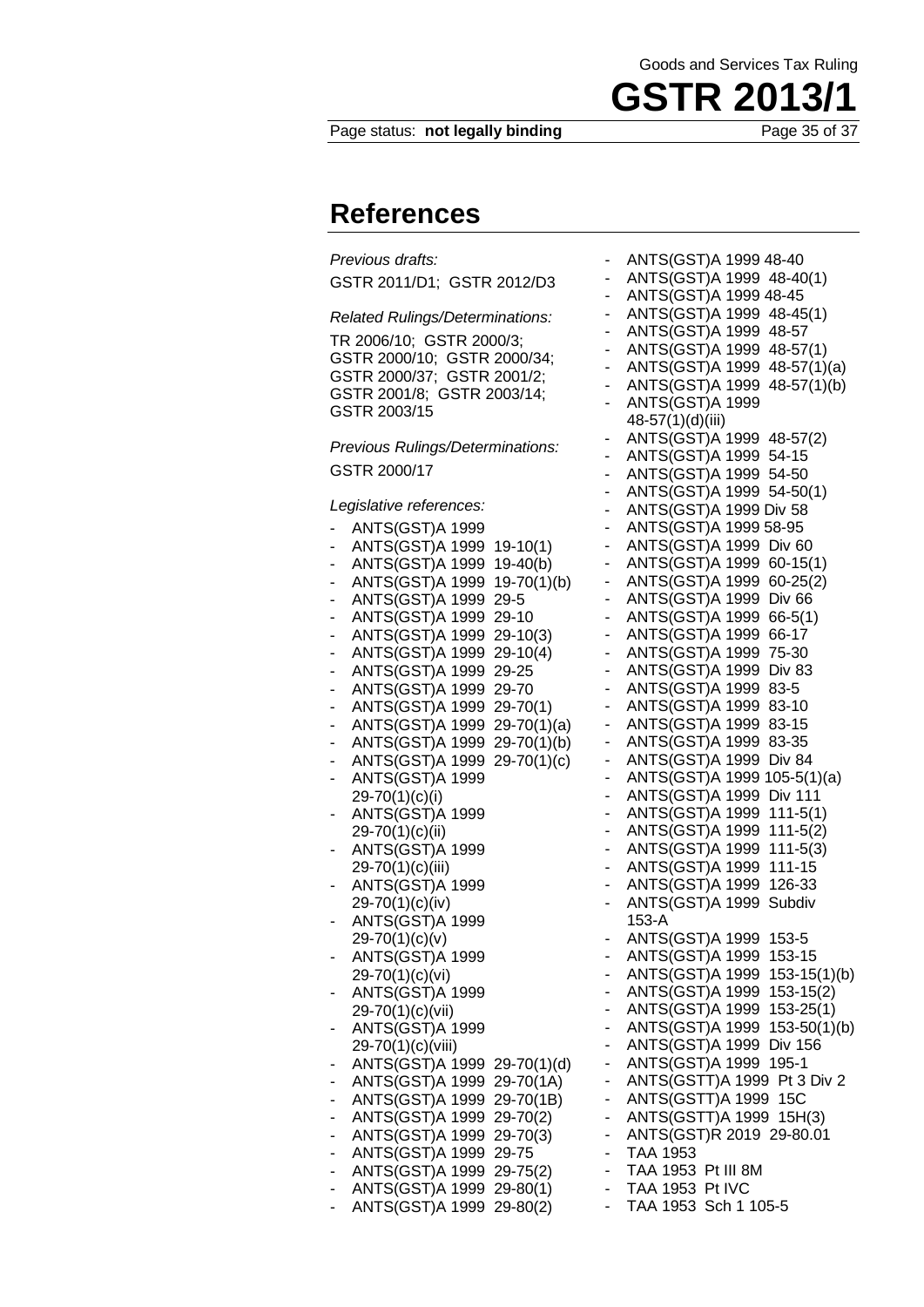## References

*Previous drafts:*

GSTR 2011/D1; GSTR 2012/D3

*Related Rulings/Determinations:*

TR 2006/10; GSTR 2000/3; GSTR 2000/10; GSTR 2000/34; GSTR 2000/37; GSTR 2001/2; GSTR 2001/8; GSTR 2003/14; GSTR 2003/15

*Previous Rulings/Determinations:*

GSTR 2000/17

*Legislative references:*

- ANTS(GST)A 1999
- ANTS(GST)A 1999 19-10(1)
- ANTS(GST)A 1999 19-40(b)
- ANTS(GST)A 1999 19-70(1)(b)
- ANTS(GST)A 1999 29-5
- ANTS(GST)A 1999 29-10
- ANTS(GST)A 1999 29-10(3)
- ANTS(GST)A 1999 29-10(4)
- ANTS(GST)A 1999 29-25
- ANTS(GST)A 1999 29-70
- ANTS(GST)A 1999 29-70(1)
- ANTS(GST)A 1999 29-70(1)(a)
- ANTS(GST)A 1999 29-70(1)(b)
- ANTS(GST)A 1999 29-70(1)(c)
- ANTS(GST)A 1999 29-70(1)(c)(i)
- ANTS(GST)A 1999 29-70(1)(c)(ii)
- ANTS(GST)A 1999 29-70(1)(c)(iii)
- ANTS(GST)A 1999 29-70(1)(c)(iv)
- ANTS(GST)A 1999 29-70(1)(c)(v)
- ANTS(GST)A 1999 29-70(1)(c)(vi)
- ANTS(GST)A 1999 29-70(1)(c)(vii)
- ANTS(GST)A 1999 29-70(1)(c)(viii)
- ANTS(GST)A 1999 29-70(1)(d)
- ANTS(GST)A 1999 29-70(1A)
- ANTS(GST)A 1999 29-70(1B)
- ANTS(GST)A 1999 29-70(2)
- ANTS(GST)A 1999 29-70(3)
- ANTS(GST)A 1999 29-75
- ANTS(GST)A 1999 29-75(2)
- ANTS(GST)A 1999 29-80(1)
- ANTS(GST)A 1999 29-80(2)
- ANTS(GST)A 1999 48-40
- ANTS(GST)A 1999 48-40(1)
- ANTS(GST)A 1999 48-45
- ANTS(GST)A 1999 48-45(1)
- ANTS(GST)A 1999 48-57
- ANTS(GST)A 1999 48-57(1)
- ANTS(GST)A 1999 48-57(1)(a)
- ANTS(GST)A 1999 48-57(1)(b)
- ANTS(GST)A 1999 48-57(1)(d)(iii)
- ANTS(GST)A 1999 48-57(2)
- ANTS(GST)A 1999 54-15
- ANTS(GST)A 1999 54-50
- ANTS(GST)A 1999 54-50(1)
- ANTS(GST)A 1999 Div 58
- ANTS(GST)A 1999 58-95
- ANTS(GST)A 1999 Div 60
- ANTS(GST)A 1999 60-15(1)
- ANTS(GST)A 1999 60-25(2)
- ANTS(GST)A 1999 Div 66
- ANTS(GST)A 1999 66-5(1)
- ANTS(GST)A 1999 66-17
- ANTS(GST)A 1999 75-30
- ANTS(GST)A 1999 Div 83
- ANTS(GST)A 1999 83-5
- ANTS(GST)A 1999 83-10
- ANTS(GST)A 1999 83-15
- ANTS(GST)A 1999 83-35
- ANTS(GST)A 1999 Div 84
- ANTS(GST)A 1999 105-5(1)(a)
- ANTS(GST)A 1999 Div 111
- ANTS(GST)A 1999 111-5(1)
- ANTS(GST)A 1999 111-5(2)
- ANTS(GST)A 1999 111-5(3)
- ANTS(GST)A 1999 111-15
- ANTS(GST)A 1999 126-33
- ANTS(GST)A 1999 Subdiv 153-A
- ANTS(GST)A 1999 153-5
- ANTS(GST)A 1999 153-15
- ANTS(GST)A 1999 153-15(1)(b)
- ANTS(GST)A 1999 153-15(2)
- ANTS(GST)A 1999 153-25(1)
- ANTS(GST)A 1999 153-50(1)(b)
- ANTS(GST)A 1999 Div 156
- ANTS(GST)A 1999 195-1
- ANTS(GSTT)A 1999 Pt 3 Div 2
- ANTS(GSTT)A 1999 15C
- ANTS(GSTT)A 1999 15H(3)
- ANTS(GST)R 2019 29-80.01
- TAA 1953
- TAA 1953 Pt III 8M
- TAA 1953 Pt IVC
- TAA 1953 Sch 1 105-5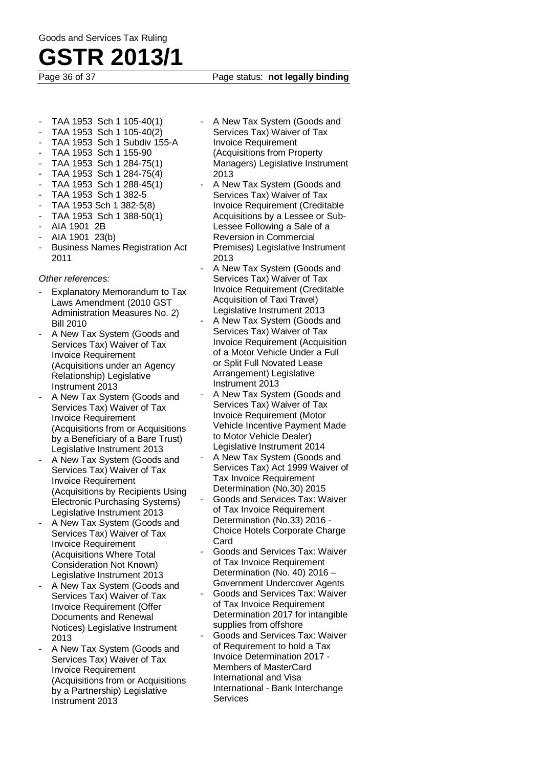- TAA 1953 Sch 1 105-40(1)
- TAA 1953 Sch 1 105-40(2)
- TAA 1953 Sch 1 Subdiv 155-A
- TAA 1953 Sch 1 155-90
- TAA 1953 Sch 1 284-75(1)
- TAA 1953 Sch 1 284-75(4)
- TAA 1953 Sch 1 288-45(1)
- TAA 1953 Sch 1 382-5
- TAA 1953 Sch 1 382-5(8)
- TAA 1953 Sch 1 388-50(1)
- AIA 1901 2B
- AIA 1901 23(b)
- Business Names Registration Act 2011

*Other references:*

- Explanatory Memorandum to Tax Laws Amendment (2010 GST Administration Measures No. 2) Bill 2010
- A New Tax System (Goods and Services Tax) Waiver of Tax Invoice Requirement (Acquisitions under an Agency Relationship) Legislative Instrument 2013
- A New Tax System (Goods and Services Tax) Waiver of Tax Invoice Requirement (Acquisitions from or Acquisitions by a Beneficiary of a Bare Trust) Legislative Instrument 2013
- A New Tax System (Goods and Services Tax) Waiver of Tax Invoice Requirement (Acquisitions by Recipients Using Electronic Purchasing Systems) Legislative Instrument 2013
- A New Tax System (Goods and Services Tax) Waiver of Tax Invoice Requirement (Acquisitions Where Total Consideration Not Known) Legislative Instrument 2013
- A New Tax System (Goods and Services Tax) Waiver of Tax Invoice Requirement (Offer Documents and Renewal Notices) Legislative Instrument 2013
- A New Tax System (Goods and Services Tax) Waiver of Tax Invoice Requirement (Acquisitions from or Acquisitions by a Partnership) Legislative Instrument 2013
- A New Tax System (Goods and Services Tax) Waiver of Tax Invoice Requirement (Acquisitions from Property Managers) Legislative Instrument 2013
- A New Tax System (Goods and Services Tax) Waiver of Tax Invoice Requirement (Creditable Acquisitions by a Lessee or Sub-Lessee Following a Sale of a Reversion in Commercial Premises) Legislative Instrument 2013
- A New Tax System (Goods and Services Tax) Waiver of Tax Invoice Requirement (Creditable Acquisition of Taxi Travel) Legislative Instrument 2013
- A New Tax System (Goods and Services Tax) Waiver of Tax Invoice Requirement (Acquisition of a Motor Vehicle Under a Full or Split Full Novated Lease Arrangement) Legislative Instrument 2013
- A New Tax System (Goods and Services Tax) Waiver of Tax Invoice Requirement (Motor Vehicle Incentive Payment Made to Motor Vehicle Dealer) Legislative Instrument 2014
- A New Tax System (Goods and Services Tax) Act 1999 Waiver of Tax Invoice Requirement Determination (No.30) 2015
- Goods and Services Tax: Waiver of Tax Invoice Requirement Determination (No.33) 2016 - Choice Hotels Corporate Charge Card
- Goods and Services Tax: Waiver of Tax Invoice Requirement Determination (No. 40) 2016 – Government Undercover Agents
- Goods and Services Tax: Waiver of Tax Invoice Requirement Determination 2017 for intangible supplies from offshore
- Goods and Services Tax: Waiver of Requirement to hold a Tax Invoice Determination 2017 - Members of MasterCard International and Visa International - Bank Interchange Services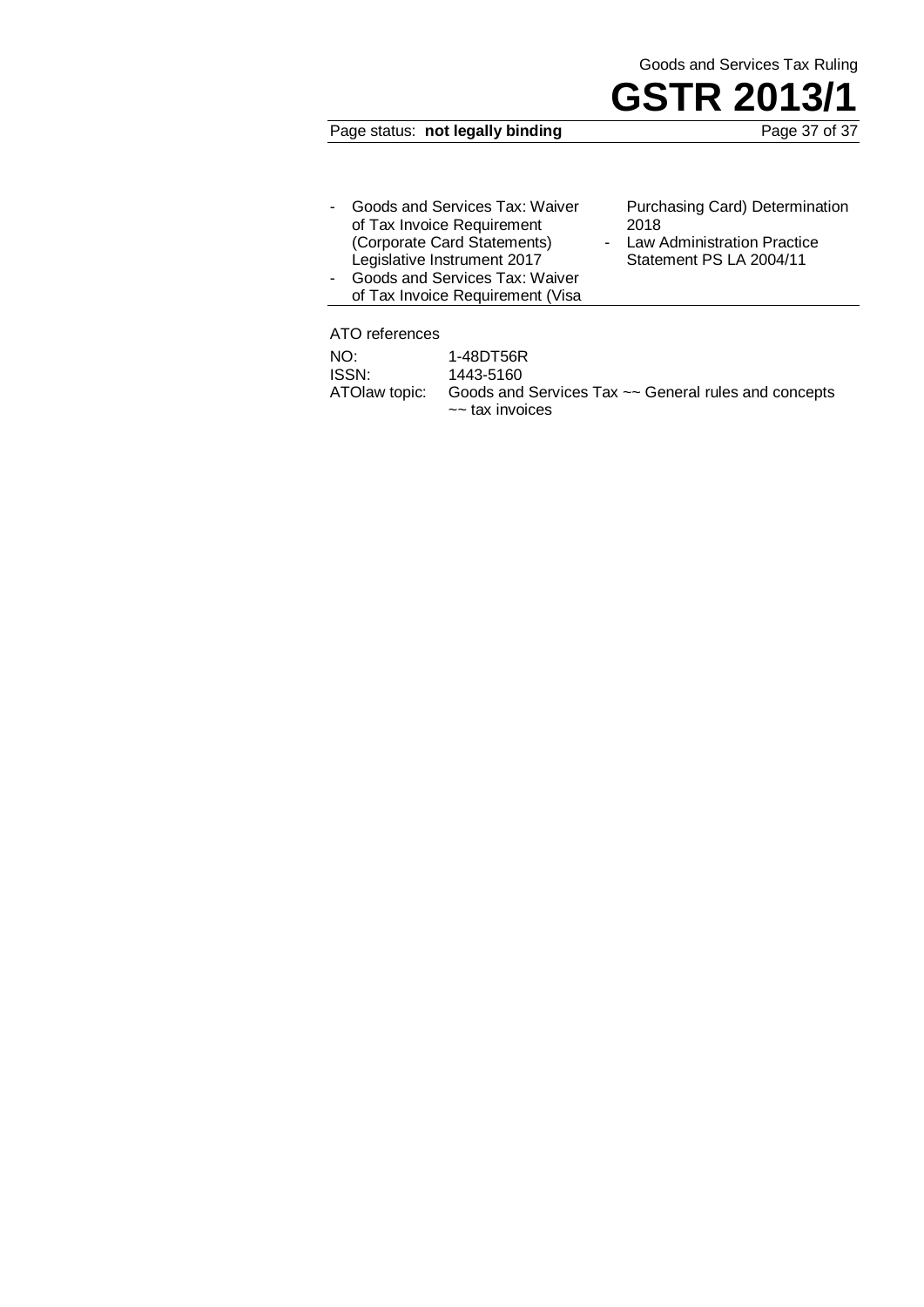- Goods and Services Tax: Waiver of Tax Invoice Requirement (Corporate Card Statements) Legislative Instrument 2017
- Goods and Services Tax: Waiver of Tax Invoice Requirement (Visa Purchasing Card) Determination 2018
- Law Administration Practice Statement PS LA 2004/11

ATO references

| | |
|---|---|
| NO: | 1-48DT56R |
| ISSN: | 1443-5160 |
| ATOlaw topic: | Goods and Services Tax ~~ General rules and concepts ~~ tax invoices |